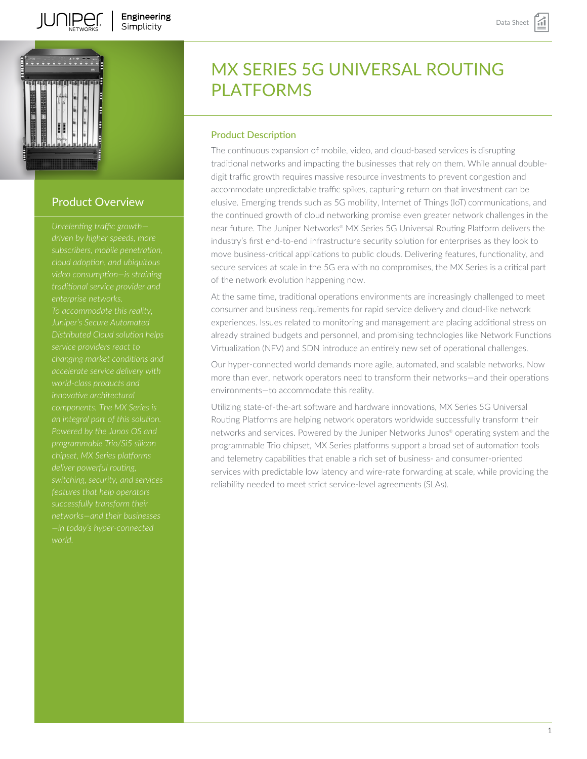# MX SERIES 5G UNIVERSAL ROUTING PLATFORMS

## Product Overview

*Unrelenting traffic growth—driven by higher speeds, more subscribers, mobile penetration, cloud adoption, and ubiquitous video consumption—is straining traditional service provider and enterprise networks. To accommodate this reality, Juniper's Secure Automated Distributed Cloud solution helps service providers react to changing market conditions and accelerate service delivery with world-class products and innovative architectural components. The MX Series is an integral part of this solution. Powered by the Junos OS and programmable Trio/Si5 silicon chipset, MX Series platforms deliver powerful routing, switching, security, and services features that help operators successfully transform their networks—and their businesses—in today's hyper-connected world.*

## Product Description

The continuous expansion of mobile, video, and cloud-based services is disrupting traditional networks and impacting the businesses that rely on them. While annual double-digit traffic growth requires massive resource investments to prevent congestion and accommodate unpredictable traffic spikes, capturing return on that investment can be elusive. Emerging trends such as 5G mobility, Internet of Things (IoT) communications, and the continued growth of cloud networking promise even greater network challenges in the near future. The Juniper Networks® MX Series 5G Universal Routing Platform delivers the industry's first end-to-end infrastructure security solution for enterprises as they look to move business-critical applications to public clouds. Delivering features, functionality, and secure services at scale in the 5G era with no compromises, the MX Series is a critical part of the network evolution happening now.

At the same time, traditional operations environments are increasingly challenged to meet consumer and business requirements for rapid service delivery and cloud-like network experiences. Issues related to monitoring and management are placing additional stress on already strained budgets and personnel, and promising technologies like Network Functions Virtualization (NFV) and SDN introduce an entirely new set of operational challenges.

Our hyper-connected world demands more agile, automated, and scalable networks. Now more than ever, network operators need to transform their networks—and their operations environments—to accommodate this reality.

Utilizing state-of-the-art software and hardware innovations, MX Series 5G Universal Routing Platforms are helping network operators worldwide successfully transform their networks and services. Powered by the Juniper Networks Junos® operating system and the programmable Trio chipset, MX Series platforms support a broad set of automation tools and telemetry capabilities that enable a rich set of business- and consumer-oriented services with predictable low latency and wire-rate forwarding at scale, while providing the reliability needed to meet strict service-level agreements (SLAs).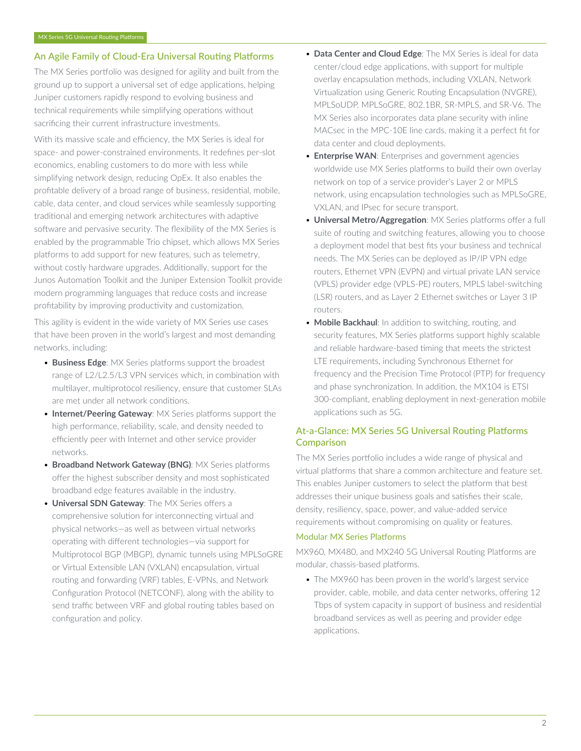## An Agile Family of Cloud-Era Universal Routing Platforms

The MX Series portfolio was designed for agility and built from the ground up to support a universal set of edge applications, helping Juniper customers rapidly respond to evolving business and technical requirements while simplifying operations without sacrificing their current infrastructure investments.

With its massive scale and efficiency, the MX Series is ideal for space- and power-constrained environments. It redefines per-slot economics, enabling customers to do more with less while simplifying network design, reducing OpEx. It also enables the profitable delivery of a broad range of business, residential, mobile, cable, data center, and cloud services while seamlessly supporting traditional and emerging network architectures with adaptive software and pervasive security. The flexibility of the MX Series is enabled by the programmable Trio chipset, which allows MX Series platforms to add support for new features, such as telemetry, without costly hardware upgrades. Additionally, support for the Junos Automation Toolkit and the Juniper Extension Toolkit provide modern programming languages that reduce costs and increase profitability by improving productivity and customization.

This agility is evident in the wide variety of MX Series use cases that have been proven in the world's largest and most demanding networks, including:

- **Business Edge**: MX Series platforms support the broadest range of L2/L2.5/L3 VPN services which, in combination with multilayer, multiprotocol resiliency, ensure that customer SLAs are met under all network conditions.
- **Internet/Peering Gateway**: MX Series platforms support the high performance, reliability, scale, and density needed to efficiently peer with Internet and other service provider networks.
- **Broadband Network Gateway (BNG)**: MX Series platforms offer the highest subscriber density and most sophisticated broadband edge features available in the industry.
- **Universal SDN Gateway**: The MX Series offers a comprehensive solution for interconnecting virtual and physical networks—as well as between virtual networks operating with different technologies—via support for Multiprotocol BGP (MBGP), dynamic tunnels using MPLSoGRE or Virtual Extensible LAN (VXLAN) encapsulation, virtual routing and forwarding (VRF) tables, E-VPNs, and Network Configuration Protocol (NETCONF), along with the ability to send traffic between VRF and global routing tables based on configuration and policy.
- **Data Center and Cloud Edge**: The MX Series is ideal for data center/cloud edge applications, with support for multiple overlay encapsulation methods, including VXLAN, Network Virtualization using Generic Routing Encapsulation (NVGRE), MPLSoUDP, MPLSoGRE, 802.1BR, SR-MPLS, and SR-V6. The MX Series also incorporates data plane security with inline MACsec in the MPC-10E line cards, making it a perfect fit for data center and cloud deployments.
- **Enterprise WAN**: Enterprises and government agencies worldwide use MX Series platforms to build their own overlay network on top of a service provider's Layer 2 or MPLS network, using encapsulation technologies such as MPLSoGRE, VXLAN, and IPsec for secure transport.
- **Universal Metro/Aggregation**: MX Series platforms offer a full suite of routing and switching features, allowing you to choose a deployment model that best fits your business and technical needs. The MX Series can be deployed as IP/IP VPN edge routers, Ethernet VPN (EVPN) and virtual private LAN service (VPLS) provider edge (VPLS-PE) routers, MPLS label-switching (LSR) routers, and as Layer 2 Ethernet switches or Layer 3 IP routers.
- **Mobile Backhaul**: In addition to switching, routing, and security features, MX Series platforms support highly scalable and reliable hardware-based timing that meets the strictest LTE requirements, including Synchronous Ethernet for frequency and the Precision Time Protocol (PTP) for frequency and phase synchronization. In addition, the MX104 is ETSI 300-compliant, enabling deployment in next-generation mobile applications such as 5G.

## At-a-Glance: MX Series 5G Universal Routing Platforms Comparison

The MX Series portfolio includes a wide range of physical and virtual platforms that share a common architecture and feature set. This enables Juniper customers to select the platform that best addresses their unique business goals and satisfies their scale, density, resiliency, space, power, and value-added service requirements without compromising on quality or features.

### Modular MX Series Platforms

MX960, MX480, and MX240 5G Universal Routing Platforms are modular, chassis-based platforms.

- The MX960 has been proven in the world's largest service provider, cable, mobile, and data center networks, offering 12 Tbps of system capacity in support of business and residential broadband services as well as peering and provider edge applications.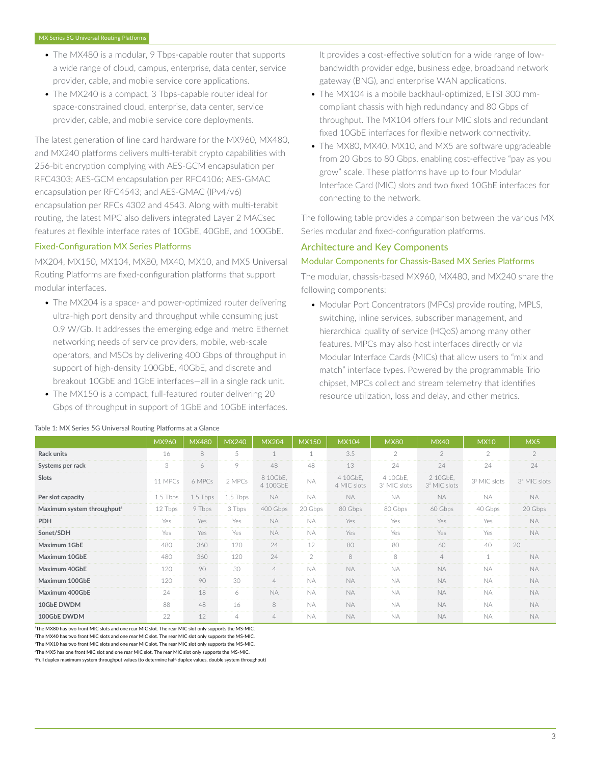- The MX480 is a modular, 9 Tbps-capable router that supports a wide range of cloud, campus, enterprise, data center, service provider, cable, and mobile service core applications.
- The MX240 is a compact, 3 Tbps-capable router ideal for space-constrained cloud, enterprise, data center, service provider, cable, and mobile service core deployments.

The latest generation of line card hardware for the MX960, MX480, and MX240 platforms delivers multi-terabit crypto capabilities with 256-bit encryption complying with AES-GCM encapsulation per RFC4303; AES-GCM encapsulation per RFC4106; AES-GMAC encapsulation per RFC4543; and AES-GMAC (IPv4/v6) encapsulation per RFCs 4302 and 4543. Along with multi-terabit routing, the latest MPC also delivers integrated Layer 2 MACsec features at flexible interface rates of 10GbE, 40GbE, and 100GbE.

### Fixed-Configuration MX Series Platforms

MX204, MX150, MX104, MX80, MX40, MX10, and MX5 Universal Routing Platforms are fixed-configuration platforms that support modular interfaces.

- The MX204 is a space- and power-optimized router delivering ultra-high port density and throughput while consuming just 0.9 W/Gb. It addresses the emerging edge and metro Ethernet networking needs of service providers, mobile, web-scale operators, and MSOs by delivering 400 Gbps of throughput in support of high-density 100GbE, 40GbE, and discrete and breakout 10GbE and 1GbE interfaces—all in a single rack unit.
- The MX150 is a compact, full-featured router delivering 20 Gbps of throughput in support of 1GbE and 10GbE interfaces. It provides a cost-effective solution for a wide range of low-bandwidth provider edge, business edge, broadband network gateway (BNG), and enterprise WAN applications.
- The MX104 is a mobile backhaul-optimized, ETSI 300 mm-compliant chassis with high redundancy and 80 Gbps of throughput. The MX104 offers four MIC slots and redundant fixed 10GbE interfaces for flexible network connectivity.
- The MX80, MX40, MX10, and MX5 are software upgradeable from 20 Gbps to 80 Gbps, enabling cost-effective "pay as you grow" scale. These platforms have up to four Modular Interface Card (MIC) slots and two fixed 10GbE interfaces for connecting to the network.

The following table provides a comparison between the various MX Series modular and fixed-configuration platforms.

## Architecture and Key Components

### Modular Components for Chassis-Based MX Series Platforms

The modular, chassis-based MX960, MX480, and MX240 share the following components:

- Modular Port Concentrators (MPCs) provide routing, MPLS, switching, inline services, subscriber management, and hierarchical quality of service (HQoS) among many other features. MPCs may also host interfaces directly or via Modular Interface Cards (MICs) that allow users to "mix and match" interface types. Powered by the programmable Trio chipset, MPCs collect and stream telemetry that identifies resource utilization, loss and delay, and other metrics.

Table 1: MX Series 5G Universal Routing Platforms at a Glance

| | MX960 | MX480 | MX240 | MX204 | MX150 | MX104 | MX80 | MX40 | MX10 | MX5 |
|---|---|---|---|---|---|---|---|---|---|---|
| **Rack units** | 16 | 8 | 5 | 1 | 1 | 3.5 | 2 | 2 | 2 | 2 |
| **Systems per rack** | 3 | 6 | 9 | 48 | 48 | 13 | 24 | 24 | 24 | 24 |
| **Slots** | 11 MPCs | 6 MPCs | 2 MPCs | 8 10GbE, 4 100GbE | NA | 4 10GbE, 4 MIC slots | 4 10GbE, 3[1] MIC slots | 2 10GbE, 3[2] MIC slots | 3[3] MIC slots | 3[4] MIC slots |
| **Per slot capacity** | 1.5 Tbps | 1.5 Tbps | 1.5 Tbps | NA | NA | NA | NA | NA | NA | NA |
| **Maximum system throughput[5]** | 12 Tbps | 9 Tbps | 3 Tbps | 400 Gbps | 20 Gbps | 80 Gbps | 80 Gbps | 60 Gbps | 40 Gbps | 20 Gbps |
| **PDH** | Yes | Yes | Yes | NA | NA | Yes | Yes | Yes | Yes | NA |
| **Sonet/SDH** | Yes | Yes | Yes | NA | NA | Yes | Yes | Yes | Yes | NA |
| **Maximum 1GbE** | 480 | 360 | 120 | 24 | 12 | 80 | 80 | 60 | 40 | 20 |
| **Maximum 10GbE** | 480 | 360 | 120 | 24 | 2 | 8 | 8 | 4 | 1 | NA |
| **Maximum 40GbE** | 120 | 90 | 30 | 4 | NA | NA | NA | NA | NA | NA |
| **Maximum 100GbE** | 120 | 90 | 30 | 4 | NA | NA | NA | NA | NA | NA |
| **Maximum 400GbE** | 24 | 18 | 6 | NA | NA | NA | NA | NA | NA | NA |
| **10GbE DWDM** | 88 | 48 | 16 | 8 | NA | NA | NA | NA | NA | NA |
| **100GbE DWDM** | 22 | 12 | 4 | 4 | NA | NA | NA | NA | NA | NA |

[1]The MX80 has two front MIC slots and one rear MIC slot. The rear MIC slot only supports the MS-MIC.
[2]The MX40 has two front MIC slots and one rear MIC slot. The rear MIC slot only supports the MS-MIC.
[3]The MX10 has two front MIC slots and one rear MIC slot. The rear MIC slot only supports the MS-MIC.
[4]The MX5 has one front MIC slot and one rear MIC slot. The rear MIC slot only supports the MS-MIC.
[5]Full duplex maximum system throughput values (to determine half-duplex values, double system throughput)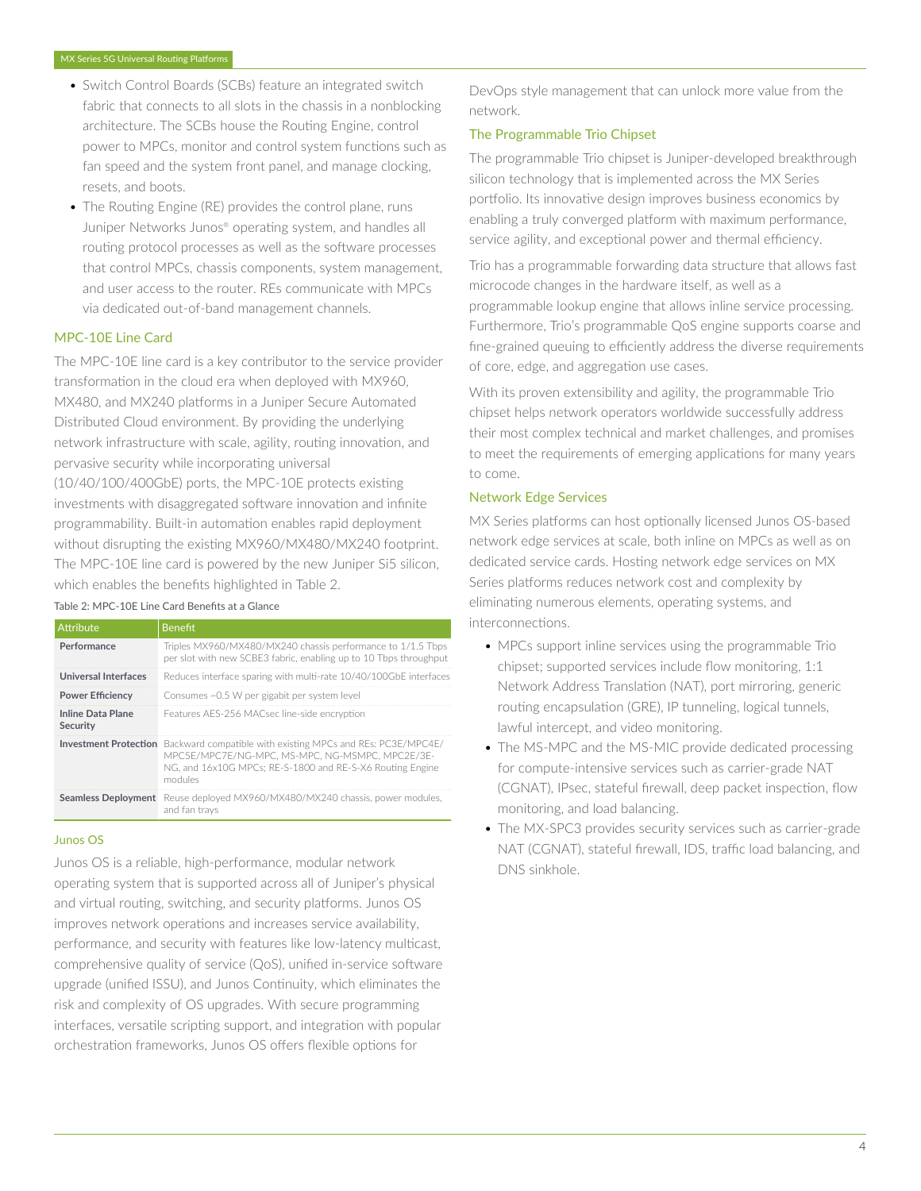- Switch Control Boards (SCBs) feature an integrated switch fabric that connects to all slots in the chassis in a nonblocking architecture. The SCBs house the Routing Engine, control power to MPCs, monitor and control system functions such as fan speed and the system front panel, and manage clocking, resets, and boots.
- The Routing Engine (RE) provides the control plane, runs Juniper Networks Junos® operating system, and handles all routing protocol processes as well as the software processes that control MPCs, chassis components, system management, and user access to the router. REs communicate with MPCs via dedicated out-of-band management channels.

### MPC-10E Line Card

The MPC-10E line card is a key contributor to the service provider transformation in the cloud era when deployed with MX960, MX480, and MX240 platforms in a Juniper Secure Automated Distributed Cloud environment. By providing the underlying network infrastructure with scale, agility, routing innovation, and pervasive security while incorporating universal (10/40/100/400GbE) ports, the MPC-10E protects existing investments with disaggregated software innovation and infinite programmability. Built-in automation enables rapid deployment without disrupting the existing MX960/MX480/MX240 footprint. The MPC-10E line card is powered by the new Juniper Si5 silicon, which enables the benefits highlighted in Table 2.

Table 2: MPC-10E Line Card Benefits at a Glance

| Attribute | Benefit |
|---|---|
| **Performance** | Triples MX960/MX480/MX240 chassis performance to 1/1.5 Tbps per slot with new SCBE3 fabric, enabling up to 10 Tbps throughput |
| **Universal Interfaces** | Reduces interface sparing with multi-rate 10/40/100GbE interfaces |
| **Power Efficiency** | Consumes ~0.5 W per gigabit per system level |
| **Inline Data Plane Security** | Features AES-256 MACsec line-side encryption |
| **Investment Protection** | Backward compatible with existing MPCs and REs: PC3E/MPC4E/MPC5E/MPC7E/NG-MPC, MS-MPC, NG-MSMPC, MPC2E/3E-NG, and 16x10G MPCs; RE-S-1800 and RE-S-X6 Routing Engine modules |
| **Seamless Deployment** | Reuse deployed MX960/MX480/MX240 chassis, power modules, and fan trays |

### Junos OS

Junos OS is a reliable, high-performance, modular network operating system that is supported across all of Juniper's physical and virtual routing, switching, and security platforms. Junos OS improves network operations and increases service availability, performance, and security with features like low-latency multicast, comprehensive quality of service (QoS), unified in-service software upgrade (unified ISSU), and Junos Continuity, which eliminates the risk and complexity of OS upgrades. With secure programming interfaces, versatile scripting support, and integration with popular orchestration frameworks, Junos OS offers flexible options for DevOps style management that can unlock more value from the network.

### The Programmable Trio Chipset

The programmable Trio chipset is Juniper-developed breakthrough silicon technology that is implemented across the MX Series portfolio. Its innovative design improves business economics by enabling a truly converged platform with maximum performance, service agility, and exceptional power and thermal efficiency.

Trio has a programmable forwarding data structure that allows fast microcode changes in the hardware itself, as well as a programmable lookup engine that allows inline service processing. Furthermore, Trio's programmable QoS engine supports coarse and fine-grained queuing to efficiently address the diverse requirements of core, edge, and aggregation use cases.

With its proven extensibility and agility, the programmable Trio chipset helps network operators worldwide successfully address their most complex technical and market challenges, and promises to meet the requirements of emerging applications for many years to come.

### Network Edge Services

MX Series platforms can host optionally licensed Junos OS-based network edge services at scale, both inline on MPCs as well as on dedicated service cards. Hosting network edge services on MX Series platforms reduces network cost and complexity by eliminating numerous elements, operating systems, and interconnections.

- MPCs support inline services using the programmable Trio chipset; supported services include flow monitoring, 1:1 Network Address Translation (NAT), port mirroring, generic routing encapsulation (GRE), IP tunneling, logical tunnels, lawful intercept, and video monitoring.
- The MS-MPC and the MS-MIC provide dedicated processing for compute-intensive services such as carrier-grade NAT (CGNAT), IPsec, stateful firewall, deep packet inspection, flow monitoring, and load balancing.
- The MX-SPC3 provides security services such as carrier-grade NAT (CGNAT), stateful firewall, IDS, traffic load balancing, and DNS sinkhole.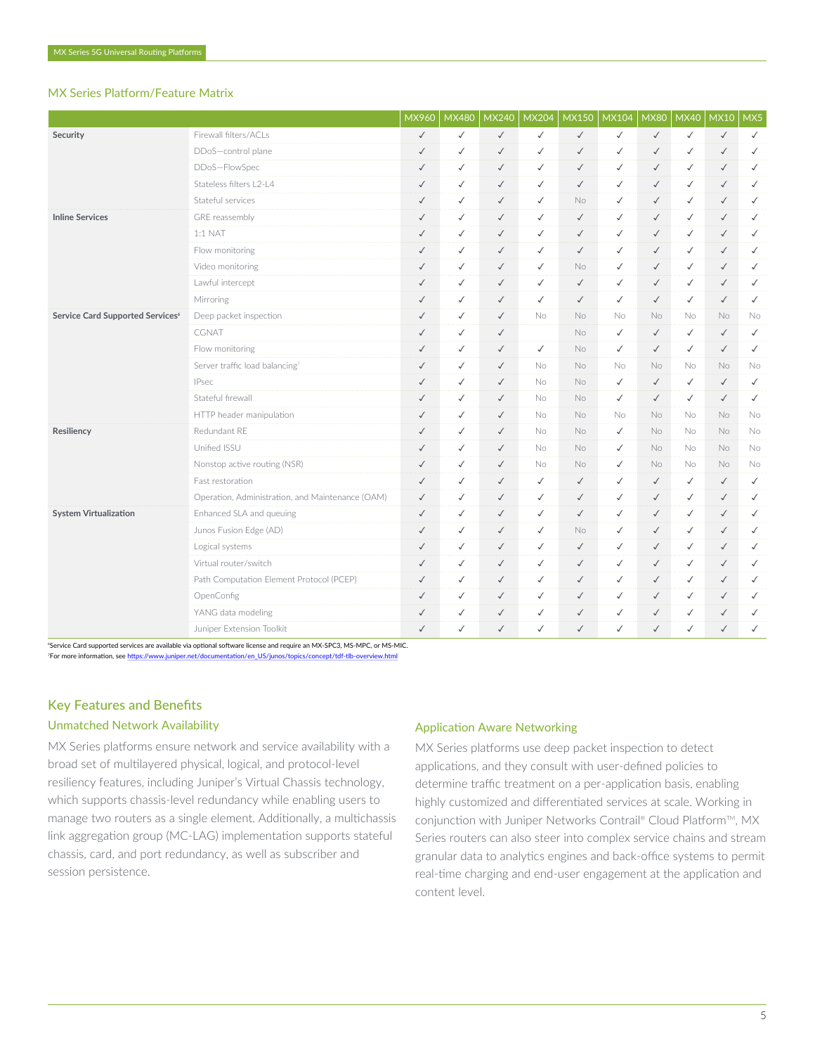## MX Series Platform/Feature Matrix

| | | MX960 | MX480 | MX240 | MX204 | MX150 | MX104 | MX80 | MX40 | MX10 | MX5 |
|---|---|---|---|---|---|---|---|---|---|---|---|
| **Security** | Firewall filters/ACLs | ✓ | ✓ | ✓ | ✓ | ✓ | ✓ | ✓ | ✓ | ✓ | ✓ |
| | DDoS—control plane | ✓ | ✓ | ✓ | ✓ | ✓ | ✓ | ✓ | ✓ | ✓ | ✓ |
| | DDoS—FlowSpec | ✓ | ✓ | ✓ | ✓ | ✓ | ✓ | ✓ | ✓ | ✓ | ✓ |
| | Stateless filters L2-L4 | ✓ | ✓ | ✓ | ✓ | ✓ | ✓ | ✓ | ✓ | ✓ | ✓ |
| | Stateful services | ✓ | ✓ | ✓ | ✓ | No | ✓ | ✓ | ✓ | ✓ | ✓ |
| **Inline Services** | GRE reassembly | ✓ | ✓ | ✓ | ✓ | ✓ | ✓ | ✓ | ✓ | ✓ | ✓ |
| | 1:1 NAT | ✓ | ✓ | ✓ | ✓ | ✓ | ✓ | ✓ | ✓ | ✓ | ✓ |
| | Flow monitoring | ✓ | ✓ | ✓ | ✓ | ✓ | ✓ | ✓ | ✓ | ✓ | ✓ |
| | Video monitoring | ✓ | ✓ | ✓ | ✓ | No | ✓ | ✓ | ✓ | ✓ | ✓ |
| | Lawful intercept | ✓ | ✓ | ✓ | ✓ | ✓ | ✓ | ✓ | ✓ | ✓ | ✓ |
| | Mirroring | ✓ | ✓ | ✓ | ✓ | ✓ | ✓ | ✓ | ✓ | ✓ | ✓ |
| **Service Card Supported Services**[6] | Deep packet inspection | ✓ | ✓ | ✓ | No | No | No | No | No | No | No |
| | CGNAT | ✓ | ✓ | ✓ | | No | ✓ | ✓ | ✓ | ✓ | ✓ |
| | Flow monitoring | ✓ | ✓ | ✓ | ✓ | No | ✓ | ✓ | ✓ | ✓ | ✓ |
| | Server traffic load balancing[7] | ✓ | ✓ | ✓ | No | No | No | No | No | No | No |
| | IPsec | ✓ | ✓ | ✓ | No | No | ✓ | ✓ | ✓ | ✓ | ✓ |
| | Stateful firewall | ✓ | ✓ | ✓ | No | No | ✓ | ✓ | ✓ | ✓ | ✓ |
| | HTTP header manipulation | ✓ | ✓ | ✓ | No | No | No | No | No | No | No |
| **Resiliency** | Redundant RE | ✓ | ✓ | ✓ | No | No | ✓ | No | No | No | No |
| | Unified ISSU | ✓ | ✓ | ✓ | No | No | ✓ | No | No | No | No |
| | Nonstop active routing (NSR) | ✓ | ✓ | ✓ | No | No | ✓ | No | No | No | No |
| | Fast restoration | ✓ | ✓ | ✓ | ✓ | ✓ | ✓ | ✓ | ✓ | ✓ | ✓ |
| | Operation, Administration, and Maintenance (OAM) | ✓ | ✓ | ✓ | ✓ | ✓ | ✓ | ✓ | ✓ | ✓ | ✓ |
| **System Virtualization** | Enhanced SLA and queuing | ✓ | ✓ | ✓ | ✓ | ✓ | ✓ | ✓ | ✓ | ✓ | ✓ |
| | Junos Fusion Edge (AD) | ✓ | ✓ | ✓ | ✓ | No | ✓ | ✓ | ✓ | ✓ | ✓ |
| | Logical systems | ✓ | ✓ | ✓ | ✓ | ✓ | ✓ | ✓ | ✓ | ✓ | ✓ |
| | Virtual router/switch | ✓ | ✓ | ✓ | ✓ | ✓ | ✓ | ✓ | ✓ | ✓ | ✓ |
| | Path Computation Element Protocol (PCEP) | ✓ | ✓ | ✓ | ✓ | ✓ | ✓ | ✓ | ✓ | ✓ | ✓ |
| | OpenConfig | ✓ | ✓ | ✓ | ✓ | ✓ | ✓ | ✓ | ✓ | ✓ | ✓ |
| | YANG data modeling | ✓ | ✓ | ✓ | ✓ | ✓ | ✓ | ✓ | ✓ | ✓ | ✓ |
| | Juniper Extension Toolkit | ✓ | ✓ | ✓ | ✓ | ✓ | ✓ | ✓ | ✓ | ✓ | ✓ |

[6]Service Card supported services are available via optional software license and require an MX-SPC3, MS-MPC, or MS-MIC.
[7]For more information, see https://www.juniper.net/documentation/en_US/junos/topics/concept/tdf-tlb-overview.html

## Key Features and Benefits

### Unmatched Network Availability

MX Series platforms ensure network and service availability with a broad set of multilayered physical, logical, and protocol-level resiliency features, including Juniper's Virtual Chassis technology, which supports chassis-level redundancy while enabling users to manage two routers as a single element. Additionally, a multichassis link aggregation group (MC-LAG) implementation supports stateful chassis, card, and port redundancy, as well as subscriber and session persistence.

### Application Aware Networking

MX Series platforms use deep packet inspection to detect applications, and they consult with user-defined policies to determine traffic treatment on a per-application basis, enabling highly customized and differentiated services at scale. Working in conjunction with Juniper Networks Contrail® Cloud Platform™, MX Series routers can also steer into complex service chains and stream granular data to analytics engines and back-office systems to permit real-time charging and end-user engagement at the application and content level.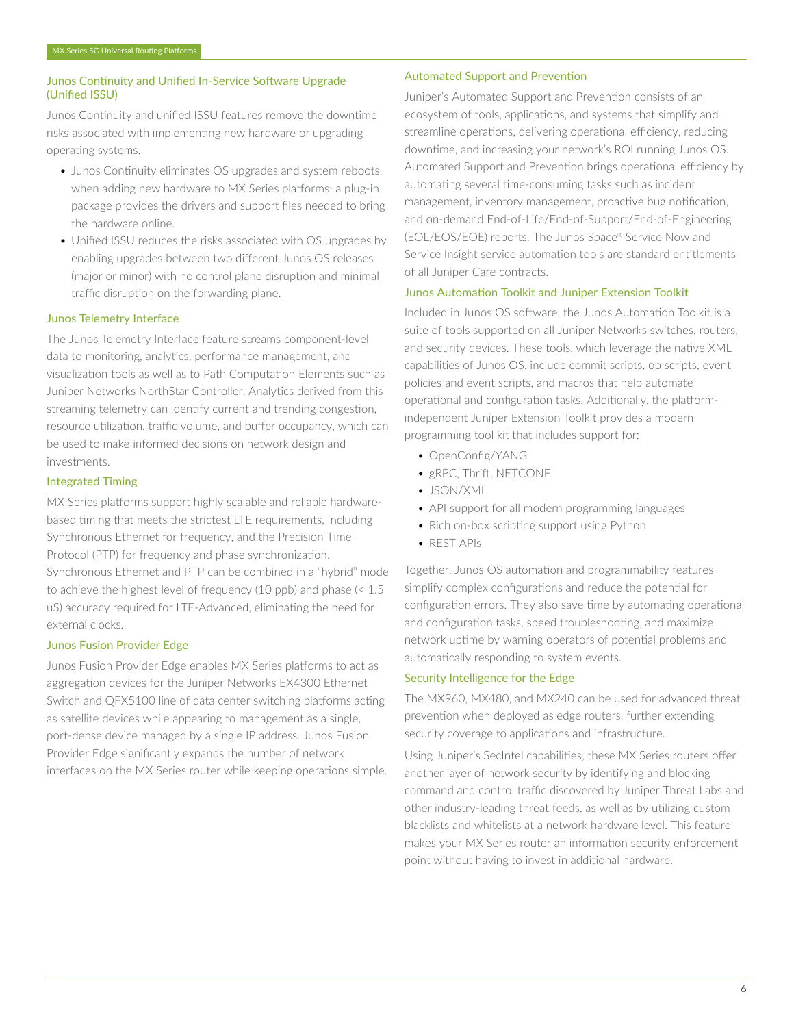### Junos Continuity and Unified In-Service Software Upgrade (Unified ISSU)

Junos Continuity and unified ISSU features remove the downtime risks associated with implementing new hardware or upgrading operating systems.

- Junos Continuity eliminates OS upgrades and system reboots when adding new hardware to MX Series platforms; a plug-in package provides the drivers and support files needed to bring the hardware online.
- Unified ISSU reduces the risks associated with OS upgrades by enabling upgrades between two different Junos OS releases (major or minor) with no control plane disruption and minimal traffic disruption on the forwarding plane.

### Junos Telemetry Interface

The Junos Telemetry Interface feature streams component-level data to monitoring, analytics, performance management, and visualization tools as well as to Path Computation Elements such as Juniper Networks NorthStar Controller. Analytics derived from this streaming telemetry can identify current and trending congestion, resource utilization, traffic volume, and buffer occupancy, which can be used to make informed decisions on network design and investments.

### Integrated Timing

MX Series platforms support highly scalable and reliable hardware-based timing that meets the strictest LTE requirements, including Synchronous Ethernet for frequency, and the Precision Time Protocol (PTP) for frequency and phase synchronization. Synchronous Ethernet and PTP can be combined in a "hybrid" mode to achieve the highest level of frequency (10 ppb) and phase (< 1.5 uS) accuracy required for LTE-Advanced, eliminating the need for external clocks.

### Junos Fusion Provider Edge

Junos Fusion Provider Edge enables MX Series platforms to act as aggregation devices for the Juniper Networks EX4300 Ethernet Switch and QFX5100 line of data center switching platforms acting as satellite devices while appearing to management as a single, port-dense device managed by a single IP address. Junos Fusion Provider Edge significantly expands the number of network interfaces on the MX Series router while keeping operations simple.

### Automated Support and Prevention

Juniper's Automated Support and Prevention consists of an ecosystem of tools, applications, and systems that simplify and streamline operations, delivering operational efficiency, reducing downtime, and increasing your network's ROI running Junos OS. Automated Support and Prevention brings operational efficiency by automating several time-consuming tasks such as incident management, inventory management, proactive bug notification, and on-demand End-of-Life/End-of-Support/End-of-Engineering (EOL/EOS/EOE) reports. The Junos Space® Service Now and Service Insight service automation tools are standard entitlements of all Juniper Care contracts.

### Junos Automation Toolkit and Juniper Extension Toolkit

Included in Junos OS software, the Junos Automation Toolkit is a suite of tools supported on all Juniper Networks switches, routers, and security devices. These tools, which leverage the native XML capabilities of Junos OS, include commit scripts, op scripts, event policies and event scripts, and macros that help automate operational and configuration tasks. Additionally, the platform-independent Juniper Extension Toolkit provides a modern programming tool kit that includes support for:

- OpenConfig/YANG
- gRPC, Thrift, NETCONF
- JSON/XML
- API support for all modern programming languages
- Rich on-box scripting support using Python
- REST APIs

Together, Junos OS automation and programmability features simplify complex configurations and reduce the potential for configuration errors. They also save time by automating operational and configuration tasks, speed troubleshooting, and maximize network uptime by warning operators of potential problems and automatically responding to system events.

### Security Intelligence for the Edge

The MX960, MX480, and MX240 can be used for advanced threat prevention when deployed as edge routers, further extending security coverage to applications and infrastructure.

Using Juniper's SecIntel capabilities, these MX Series routers offer another layer of network security by identifying and blocking command and control traffic discovered by Juniper Threat Labs and other industry-leading threat feeds, as well as by utilizing custom blacklists and whitelists at a network hardware level. This feature makes your MX Series router an information security enforcement point without having to invest in additional hardware.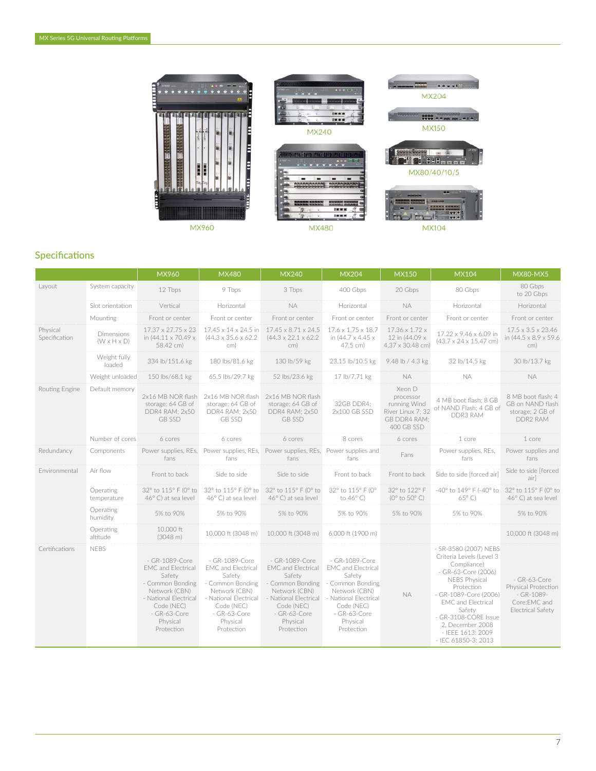MX960

MX480

MX240

MX204

MX150

MX80/40/10/5

MX104

## Specifications

| | | MX960 | MX480 | MX240 | MX204 | MX150 | MX104 | MX80-MX5 |
|---|---|---|---|---|---|---|---|---|
| Layout | System capacity | 12 Tbps | 9 Tbps | 3 Tbps | 400 Gbps | 20 Gbps | 80 Gbps | 80 Gbps to 20 Gbps |
| | Slot orientation | Vertical | Horizontal | NA | Horizontal | NA | Horizontal | Horizontal |
| | Mounting | Front or center | Front or center | Front or center | Front or center | Front or center | Front or center | Front or center |
| Physical Specification | Dimensions (W x H x D) | 17.37 x 27.75 x 23 in (44.11 x 70.49 x 58.42 cm) | 17.45 x 14 x 24.5 in (44.3 x 35.6 x 62.2 cm) | 17.45 x 8.71 x 24.5 (44.3 x 22.1 x 62.2 cm) | 17.6 x 1.75 x 18.7 in (44.7 x 4.45 x 47.5 cm) | 17.36 x 1.72 x 12 in (44.09 x 4.37 x 30.48 cm) | 17.22 x 9.46 x 6.09 in (43.7 x 24 x 15.47 cm) | 17.5 x 3.5 x 23.46 in (44.5 x 8.9 x 59.6 cm) |
| | Weight fully loaded | 334 lb/151.6 kg | 180 lbs/81.6 kg | 130 lb/59 kg | 23.15 lb/10.5 kg | 9.48 lb / 4.3 kg | 32 lb/14.5 kg | 30 lb/13.7 kg |
| | Weight unloaded | 150 lbs/68.1 kg | 65.5 lbs/29.7 kg | 52 lbs/23.6 kg | 17 lb/7.71 kg | NA | NA | NA |
| Routing Engine | Default memory | 2x16 MB NOR flash storage; 64 GB of DDR4 RAM; 2x50 GB SSD | 2x16 MB NOR flash storage; 64 GB of DDR4 RAM; 2x50 GB SSD | 2x16 MB NOR flash storage; 64 GB of DDR4 RAM; 2x50 GB SSD | 32GB DDR4; 2x100 GB SSD | Xeon D processor running Wind River Linux 7; 32 GB DDR4 RAM; 400 GB SSD | 4 MB boot flash; 8 GB of NAND Flash; 4 GB of DDR3 RAM | 8 MB boot flash; 4 GB on NAND flash storage; 2 GB of DDR2 RAM |
| | Number of cores | 6 cores | 6 cores | 6 cores | 8 cores | 6 cores | 1 core | 1 core |
| Redundancy | Components | Power supplies, REs, fans | Power supplies, REs, fans | Power supplies, REs, fans | Power supplies and fans | Fans | Power supplies, REs, fans | Power supplies and fans |
| Environmental | Air flow | Front to back | Side to side | Side to side | Front to back | Front to back | Side to side [forced air] | Side to side [forced air] |
| | Operating temperature | 32° to 115° F (0° to 46° C) at sea level | 32° to 115° F (0° to 46° C) at sea level | 32° to 115° F (0° to 46° C) at sea level | 32° to 115° F (0° to 46° C) | 32° to 122° F (0° to 50° C) | -40° to 149° F (-40° to 65° C) | 32° to 115° F (0° to 46° C) at sea level |
| | Operating humidity | 5% to 90% | 5% to 90% | 5% to 90% | 5% to 90% | 5% to 90% | 5% to 90% | 5% to 90% |
| | Operating altitude | 10,000 ft (3048 m) | 10,000 ft (3048 m) | 10,000 ft (3048 m) | 6,000 ft (1900 m) | | | 10,000 ft (3048 m) |
| Certifications | NEBS | - GR-1089-Core EMC and Electrical Safety<br>- Common Bonding Network (CBN)<br>- National Electrical Code (NEC)<br>- GR-63-Core Physical Protection | - GR-1089-Core EMC and Electrical Safety<br>- Common Bonding Network (CBN)<br>- National Electrical Code (NEC)<br>- GR-63-Core Physical Protection | - GR-1089-Core EMC and Electrical Safety<br>- Common Bonding Network (CBN)<br>- National Electrical Code (NEC)<br>- GR-63-Core Physical Protection | - GR-1089-Core EMC and Electrical Safety<br>- Common Bonding Network (CBN)<br>- National Electrical Code (NEC)<br>- GR-63-Core Physical Protection | NA | - SR-3580 (2007) NEBS Criteria Levels (Level 3 Compliance)<br>- GR-63-Core (2006) NEBS Physical Protection<br>- GR-1089-Core (2006) EMC and Electrical Safety<br>- GR-3108-CORE Issue 2, December 2008<br>- IEEE 1613: 2009<br>- IEC 61850-3: 2013 | - GR-63-Core Physical Protection<br>- GR-1089-Core:EMC and Electrical Safety |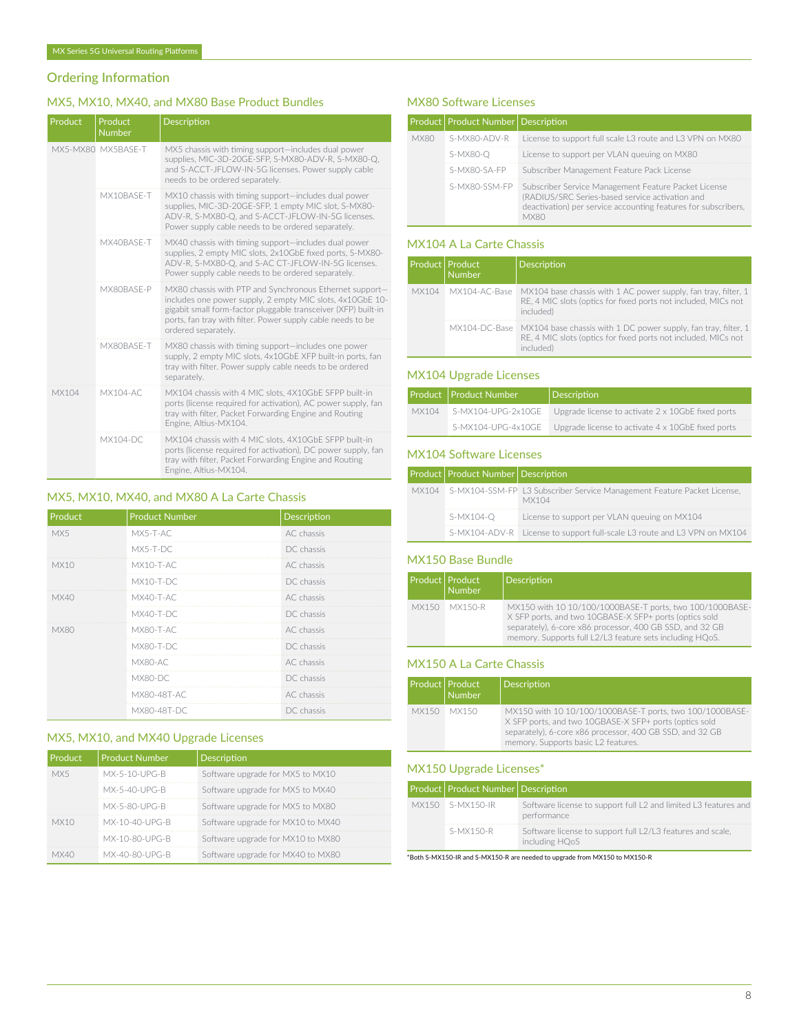## Ordering Information

### MX5, MX10, MX40, and MX80 Base Product Bundles

| Product | Product Number | Description |
|---|---|---|
| MX5-MX80 | MX5BASE-T | MX5 chassis with timing support—includes dual power supplies, MIC-3D-20GE-SFP, S-MX80-ADV-R, S-MX80-Q, and S-ACCT-JFLOW-IN-5G licenses. Power supply cable needs to be ordered separately. |
| | MX10BASE-T | MX10 chassis with timing support—includes dual power supplies, MIC-3D-20GE-SFP, 1 empty MIC slot, S-MX80-ADV-R, S-MX80-Q, and S-ACCT-JFLOW-IN-5G licenses. Power supply cable needs to be ordered separately. |
| | MX40BASE-T | MX40 chassis with timing support—includes dual power supplies, 2 empty MIC slots, 2x10GbE fixed ports, S-MX80-ADV-R, S-MX80-Q, and S-AC CT-JFLOW-IN-5G licenses. Power supply cable needs to be ordered separately. |
| | MX80BASE-P | MX80 chassis with PTP and Synchronous Ethernet support—includes one power supply, 2 empty MIC slots, 4x10GbE 10-gigabit small form-factor pluggable transceiver (XFP) built-in ports, fan tray with filter. Power supply cable needs to be ordered separately. |
| | MX80BASE-T | MX80 chassis with timing support—includes one power supply, 2 empty MIC slots, 4x10GbE XFP built-in ports, fan tray with filter. Power supply cable needs to be ordered separately. |
| MX104 | MX104-AC | MX104 chassis with 4 MIC slots, 4X10GbE SFPP built-in ports (license required for activation), AC power supply, fan tray with filter, Packet Forwarding Engine and Routing Engine, Altius-MX104. |
| | MX104-DC | MX104 chassis with 4 MIC slots, 4X10GbE SFPP built-in ports (license required for activation), DC power supply, fan tray with filter, Packet Forwarding Engine and Routing Engine, Altius-MX104. |

### MX5, MX10, MX40, and MX80 A La Carte Chassis

| Product | Product Number | Description |
|---|---|---|
| MX5 | MX5-T-AC | AC chassis |
| | MX5-T-DC | DC chassis |
| MX10 | MX10-T-AC | AC chassis |
| | MX10-T-DC | DC chassis |
| MX40 | MX40-T-AC | AC chassis |
| | MX40-T-DC | DC chassis |
| MX80 | MX80-T-AC | AC chassis |
| | MX80-T-DC | DC chassis |
| | MX80-AC | AC chassis |
| | MX80-DC | DC chassis |
| | MX80-48T-AC | AC chassis |
| | MX80-48T-DC | DC chassis |

### MX5, MX10, and MX40 Upgrade Licenses

| Product | Product Number | Description |
|---|---|---|
| MX5 | MX-5-10-UPG-B | Software upgrade for MX5 to MX10 |
| | MX-5-40-UPG-B | Software upgrade for MX5 to MX40 |
| | MX-5-80-UPG-B | Software upgrade for MX5 to MX80 |
| MX10 | MX-10-40-UPG-B | Software upgrade for MX10 to MX40 |
| | MX-10-80-UPG-B | Software upgrade for MX10 to MX80 |
| MX40 | MX-40-80-UPG-B | Software upgrade for MX40 to MX80 |

### MX80 Software Licenses

| Product | Product Number | Description |
|---|---|---|
| MX80 | S-MX80-ADV-R | License to support full scale L3 route and L3 VPN on MX80 |
| | S-MX80-Q | License to support per VLAN queuing on MX80 |
| | S-MX80-SA-FP | Subscriber Management Feature Pack License |
| | S-MX80-SSM-FP | Subscriber Service Management Feature Packet License (RADIUS/SRC Series-based service activation and deactivation) per service accounting features for subscribers, MX80 |

### MX104 A La Carte Chassis

| Product | Product Number | Description |
|---|---|---|
| MX104 | MX104-AC-Base | MX104 base chassis with 1 AC power supply, fan tray, filter, 1 RE, 4 MIC slots (optics for fixed ports not included, MICs not included) |
| | MX104-DC-Base | MX104 base chassis with 1 DC power supply, fan tray, filter, 1 RE, 4 MIC slots (optics for fixed ports not included, MICs not included) |

### MX104 Upgrade Licenses

| Product | Product Number | Description |
|---|---|---|
| MX104 | S-MX104-UPG-2x10GE | Upgrade license to activate 2 x 10GbE fixed ports |
| | S-MX104-UPG-4x10GE | Upgrade license to activate 4 x 10GbE fixed ports |

### MX104 Software Licenses

| Product | Product Number | Description |
|---|---|---|
| MX104 | S-MX104-SSM-FP | L3 Subscriber Service Management Feature Packet License, MX104 |
| | S-MX104-Q | License to support per VLAN queuing on MX104 |
| | S-MX104-ADV-R | License to support full-scale L3 route and L3 VPN on MX104 |

### MX150 Base Bundle

| Product | Product Number | Description |
|---|---|---|
| MX150 | MX150-R | MX150 with 10 10/100/1000BASE-T ports, two 100/1000BASE-X SFP ports, and two 10GBASE-X SFP+ ports (optics sold separately), 6-core x86 processor, 400 GB SSD, and 32 GB memory. Supports full L2/L3 feature sets including HQoS. |

### MX150 A La Carte Chassis

| Product | Product Number | Description |
|---|---|---|
| MX150 | MX150 | MX150 with 10 10/100/1000BASE-T ports, two 100/1000BASE-X SFP ports, and two 10GBASE-X SFP+ ports (optics sold separately), 6-core x86 processor, 400 GB SSD, and 32 GB memory. Supports basic L2 features. |

### MX150 Upgrade Licenses*

| Product | Product Number | Description |
|---|---|---|
| MX150 | S-MX150-IR | Software license to support full L2 and limited L3 features and performance |
| | S-MX150-R | Software license to support full L2/L3 features and scale, including HQoS |

*Both S-MX150-IR and S-MX150-R are needed to upgrade from MX150 to MX150-R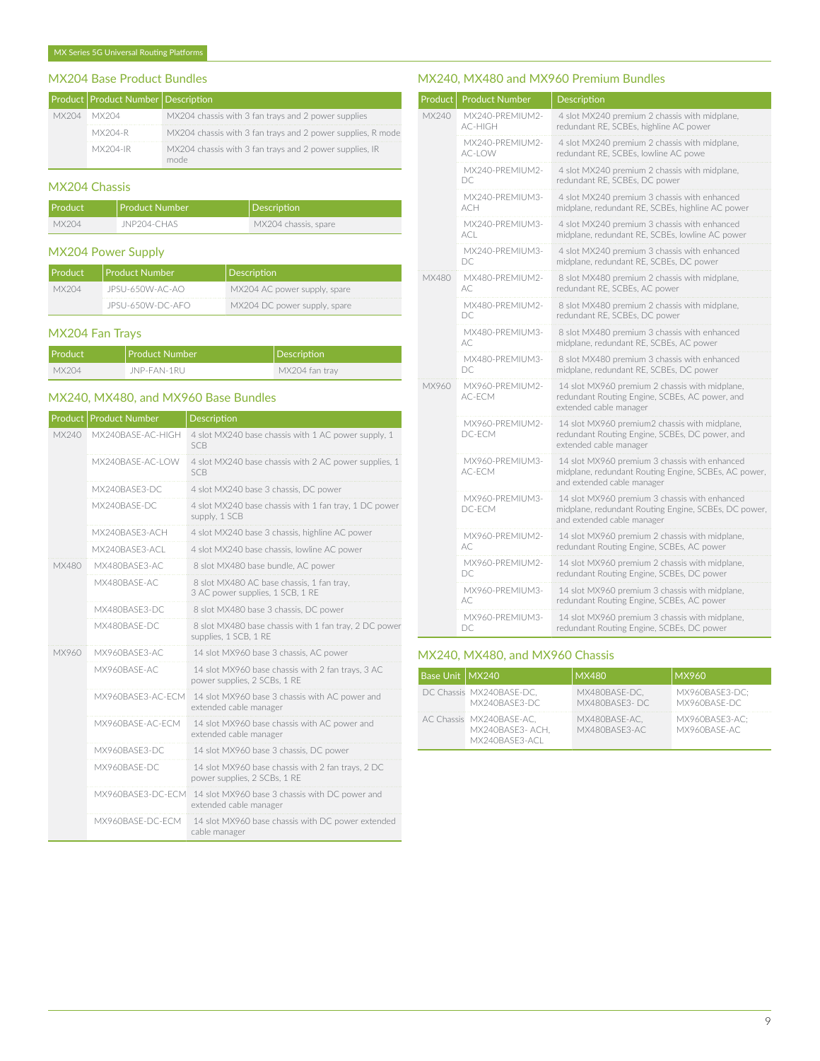## MX204 Base Product Bundles

| Product | Product Number | Description |
|---|---|---|
| MX204 | MX204 | MX204 chassis with 3 fan trays and 2 power supplies |
| | MX204-R | MX204 chassis with 3 fan trays and 2 power supplies, R mode |
| | MX204-IR | MX204 chassis with 3 fan trays and 2 power supplies, IR mode |

## MX204 Chassis

| Product | Product Number | Description |
|---|---|---|
| MX204 | JNP204-CHAS | MX204 chassis, spare |

## MX204 Power Supply

| Product | Product Number | Description |
|---|---|---|
| MX204 | JPSU-650W-AC-AO | MX204 AC power supply, spare |
| | JPSU-650W-DC-AFO | MX204 DC power supply, spare |

## MX204 Fan Trays

| Product | Product Number | Description |
|---|---|---|
| MX204 | JNP-FAN-1RU | MX204 fan tray |

## MX240, MX480, and MX960 Base Bundles

| Product | Product Number | Description |
|---|---|---|
| MX240 | MX240BASE-AC-HIGH | 4 slot MX240 base chassis with 1 AC power supply, 1 SCB |
| | MX240BASE-AC-LOW | 4 slot MX240 base chassis with 2 AC power supplies, 1 SCB |
| | MX240BASE3-DC | 4 slot MX240 base 3 chassis, DC power |
| | MX240BASE-DC | 4 slot MX240 base chassis with 1 fan tray, 1 DC power supply, 1 SCB |
| | MX240BASE3-ACH | 4 slot MX240 base 3 chassis, highline AC power |
| | MX240BASE3-ACL | 4 slot MX240 base chassis, lowline AC power |
| MX480 | MX480BASE3-AC | 8 slot MX480 base bundle, AC power |
| | MX480BASE-AC | 8 slot MX480 AC base chassis, 1 fan tray, 3 AC power supplies, 1 SCB, 1 RE |
| | MX480BASE3-DC | 8 slot MX480 base 3 chassis, DC power |
| | MX480BASE-DC | 8 slot MX480 base chassis with 1 fan tray, 2 DC power supplies, 1 SCB, 1 RE |
| MX960 | MX960BASE3-AC | 14 slot MX960 base 3 chassis, AC power |
| | MX960BASE-AC | 14 slot MX960 base chassis with 2 fan trays, 3 AC power supplies, 2 SCBs, 1 RE |
| | MX960BASE3-AC-ECM | 14 slot MX960 base 3 chassis with AC power and extended cable manager |
| | MX960BASE-AC-ECM | 14 slot MX960 base chassis with AC power and extended cable manager |
| | MX960BASE3-DC | 14 slot MX960 base 3 chassis, DC power |
| | MX960BASE-DC | 14 slot MX960 base chassis with 2 fan trays, 2 DC power supplies, 2 SCBs, 1 RE |
| | MX960BASE3-DC-ECM | 14 slot MX960 base 3 chassis with DC power and extended cable manager |
| | MX960BASE-DC-ECM | 14 slot MX960 base chassis with DC power extended cable manager |

## MX240, MX480 and MX960 Premium Bundles

| Product | Product Number | Description |
|---|---|---|
| MX240 | MX240-PREMIUM2-AC-HIGH | 4 slot MX240 premium 2 chassis with midplane, redundant RE, SCBEs, highline AC power |
| | MX240-PREMIUM2-AC-LOW | 4 slot MX240 premium 2 chassis with midplane, redundant RE, SCBEs, lowline AC powe |
| | MX240-PREMIUM2-DC | 4 slot MX240 premium 2 chassis with midplane, redundant RE, SCBEs, DC power |
| | MX240-PREMIUM3-ACH | 4 slot MX240 premium 3 chassis with enhanced midplane, redundant RE, SCBEs, highline AC power |
| | MX240-PREMIUM3-ACL | 4 slot MX240 premium 3 chassis with enhanced midplane, redundant RE, SCBEs, lowline AC power |
| | MX240-PREMIUM3-DC | 4 slot MX240 premium 3 chassis with enhanced midplane, redundant RE, SCBEs, DC power |
| MX480 | MX480-PREMIUM2-AC | 8 slot MX480 premium 2 chassis with midplane, redundant RE, SCBEs, AC power |
| | MX480-PREMIUM2-DC | 8 slot MX480 premium 2 chassis with midplane, redundant RE, SCBEs, DC power |
| | MX480-PREMIUM3-AC | 8 slot MX480 premium 3 chassis with enhanced midplane, redundant RE, SCBEs, AC power |
| | MX480-PREMIUM3-DC | 8 slot MX480 premium 3 chassis with enhanced midplane, redundant RE, SCBEs, DC power |
| MX960 | MX960-PREMIUM2-AC-ECM | 14 slot MX960 premium 2 chassis with midplane, redundant Routing Engine, SCBEs, AC power, and extended cable manager |
| | MX960-PREMIUM2-DC-ECM | 14 slot MX960 premium2 chassis with midplane, redundant Routing Engine, SCBEs, DC power, and extended cable manager |
| | MX960-PREMIUM3-AC-ECM | 14 slot MX960 premium 3 chassis with enhanced midplane, redundant Routing Engine, SCBEs, AC power, and extended cable manager |
| | MX960-PREMIUM3-DC-ECM | 14 slot MX960 premium 3 chassis with enhanced midplane, redundant Routing Engine, SCBEs, DC power, and extended cable manager |
| | MX960-PREMIUM2-AC | 14 slot MX960 premium 2 chassis with midplane, redundant Routing Engine, SCBEs, AC power |
| | MX960-PREMIUM2-DC | 14 slot MX960 premium 2 chassis with midplane, redundant Routing Engine, SCBEs, DC power |
| | MX960-PREMIUM3-AC | 14 slot MX960 premium 3 chassis with midplane, redundant Routing Engine, SCBEs, AC power |
| | MX960-PREMIUM3-DC | 14 slot MX960 premium 3 chassis with midplane, redundant Routing Engine, SCBEs, DC power |

## MX240, MX480, and MX960 Chassis

| Base Unit | MX240 | MX480 | MX960 |
|---|---|---|---|
| DC Chassis | MX240BASE-DC, MX240BASE3-DC | MX480BASE-DC, MX480BASE3- DC | MX960BASE3-DC; MX960BASE-DC |
| AC Chassis | MX240BASE-AC, MX240BASE3- ACH, MX240BASE3-ACL | MX480BASE-AC, MX480BASE3-AC | MX960BASE3-AC; MX960BASE-AC |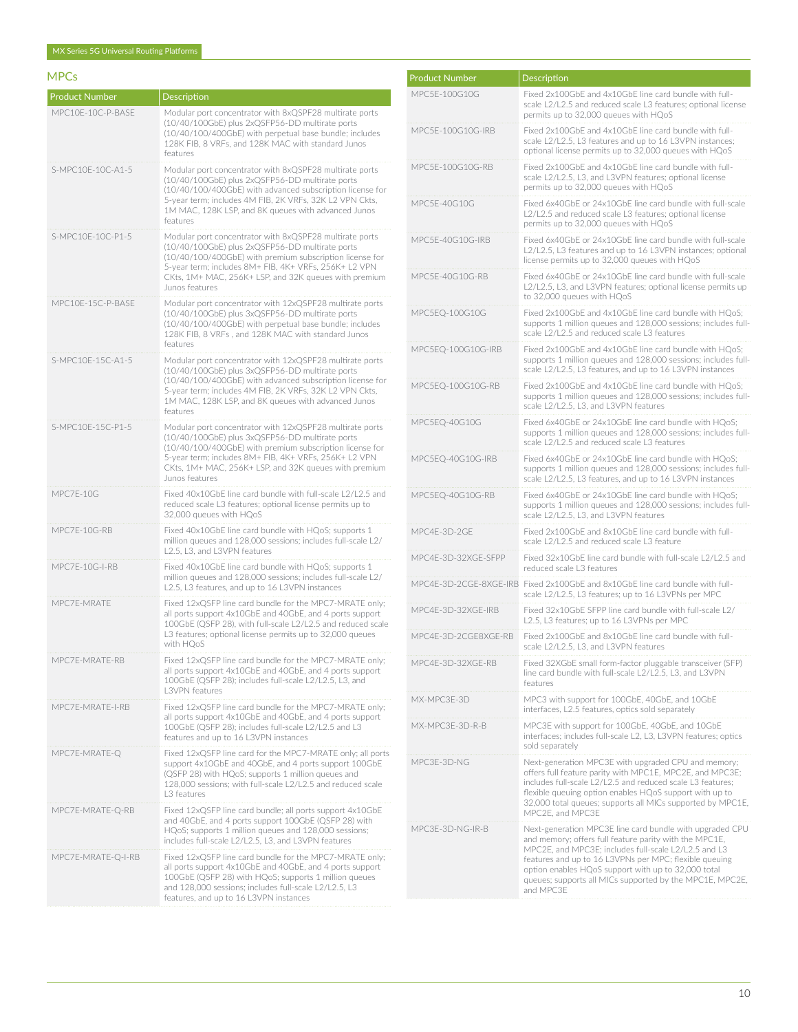## MPCs

| Product Number | Description |
|---|---|
| MPC10E-10C-P-BASE | Modular port concentrator with 8xQSPF28 multirate ports (10/40/100GbE) plus 2xQSFP56-DD multirate ports (10/40/100/400GbE) with perpetual base bundle; includes 128K FIB, 8 VRFs, and 128K MAC with standard Junos features |
| S-MPC10E-10C-A1-5 | Modular port concentrator with 8xQSPF28 multirate ports (10/40/100GbE) plus 2xQSFP56-DD multirate ports (10/40/100/400GbE) with advanced subscription license for 5-year term; includes 4M FIB, 2K VRFs, 32K L2 VPN Ckts, 1M MAC, 128K LSP, and 8K queues with advanced Junos features |
| S-MPC10E-10C-P1-5 | Modular port concentrator with 8xQSPF28 multirate ports (10/40/100GbE) plus 2xQSFP56-DD multirate ports (10/40/100/400GbE) with premium subscription license for 5-year term; includes 8M+ FIB, 4K+ VRFs, 256K+ L2 VPN CKts, 1M+ MAC, 256K+ LSP, and 32K queues with premium Junos features |
| MPC10E-15C-P-BASE | Modular port concentrator with 12xQSPF28 multirate ports (10/40/100GbE) plus 3xQSFP56-DD multirate ports (10/40/100/400GbE) with perpetual base bundle; includes 128K FIB, 8 VRFs , and 128K MAC with standard Junos features |
| S-MPC10E-15C-A1-5 | Modular port concentrator with 12xQSPF28 multirate ports (10/40/100GbE) plus 3xQSFP56-DD multirate ports (10/40/100/400GbE) with advanced subscription license for 5-year term; includes 4M FIB, 2K VRFs, 32K L2 VPN Ckts, 1M MAC, 128K LSP, and 8K queues with advanced Junos features |
| S-MPC10E-15C-P1-5 | Modular port concentrator with 12xQSPF28 multirate ports (10/40/100GbE) plus 3xQSFP56-DD multirate ports (10/40/100/400GbE) with premium subscription license for 5-year term; includes 8M+ FIB, 4K+ VRFs, 256K+ L2 VPN CKts, 1M+ MAC, 256K+ LSP, and 32K queues with premium Junos features |
| MPC7E-10G | Fixed 40x10GbE line card bundle with full-scale L2/L2.5 and reduced scale L3 features; optional license permits up to 32,000 queues with HQoS |
| MPC7E-10G-RB | Fixed 40x10GbE line card bundle with HQoS; supports 1 million queues and 128,000 sessions; includes full-scale L2/L2.5, L3, and L3VPN features |
| MPC7E-10G-I-RB | Fixed 40x10GbE line card bundle with HQoS; supports 1 million queues and 128,000 sessions; includes full-scale L2/L2.5, L3 features, and up to 16 L3VPN instances |
| MPC7E-MRATE | Fixed 12xQSFP line card bundle for the MPC7-MRATE only; all ports support 4x10GbE and 40GbE, and 4 ports support 100GbE (QSFP 28), with full-scale L2/L2.5 and reduced scale L3 features; optional license permits up to 32,000 queues with HQoS |
| MPC7E-MRATE-RB | Fixed 12xQSFP line card bundle for the MPC7-MRATE only; all ports support 4x10GbE and 40GbE, and 4 ports support 100GbE (QSFP 28); includes full-scale L2/L2.5, L3, and L3VPN features |
| MPC7E-MRATE-I-RB | Fixed 12xQSFP line card bundle for the MPC7-MRATE only; all ports support 4x10GbE and 40GbE, and 4 ports support 100GbE (QSFP 28); includes full-scale L2/L2.5 and L3 features and up to 16 L3VPN instances |
| MPC7E-MRATE-Q | Fixed 12xQSFP line card for the MPC7-MRATE only; all ports support 4x10GbE and 40GbE, and 4 ports support 100GbE (QSFP 28) with HQoS; supports 1 million queues and 128,000 sessions; with full-scale L2/L2.5 and reduced scale L3 features |
| MPC7E-MRATE-Q-RB | Fixed 12xQSFP line card bundle; all ports support 4x10GbE and 40GbE, and 4 ports support 100GbE (QSFP 28) with HQoS; supports 1 million queues and 128,000 sessions; includes full-scale L2/L2.5, L3, and L3VPN features |
| MPC7E-MRATE-Q-I-RB | Fixed 12xQSFP line card bundle for the MPC7-MRATE only; all ports support 4x10GbE and 40GbE, and 4 ports support 100GbE (QSFP 28) with HQoS; supports 1 million queues and 128,000 sessions; includes full-scale L2/L2.5, L3 features, and up to 16 L3VPN instances |
| MPC5E-100G10G | Fixed 2x100GbE and 4x10GbE line card bundle with full-scale L2/L2.5 and reduced scale L3 features; optional license permits up to 32,000 queues with HQoS |
| MPC5E-100G10G-IRB | Fixed 2x100GbE and 4x10GbE line card bundle with full-scale L2/L2.5, L3 features and up to 16 L3VPN instances; optional license permits up to 32,000 queues with HQoS |
| MPC5E-100G10G-RB | Fixed 2x100GbE and 4x10GbE line card bundle with full-scale L2/L2.5, L3, and L3VPN features; optional license permits up to 32,000 queues with HQoS |
| MPC5E-40G10G | Fixed 6x40GbE or 24x10GbE line card bundle with full-scale L2/L2.5 and reduced scale L3 features; optional license permits up to 32,000 queues with HQoS |
| MPC5E-40G10G-IRB | Fixed 6x40GbE or 24x10GbE line card bundle with full-scale L2/L2.5, L3 features and up to 16 L3VPN instances; optional license permits up to 32,000 queues with HQoS |
| MPC5E-40G10G-RB | Fixed 6x40GbE or 24x10GbE line card bundle with full-scale L2/L2.5, L3, and L3VPN features; optional license permits up to 32,000 queues with HQoS |
| MPC5EQ-100G10G | Fixed 2x100GbE and 4x10GbE line card bundle with HQoS; supports 1 million queues and 128,000 sessions; includes full-scale L2/L2.5 and reduced scale L3 features |
| MPC5EQ-100G10G-IRB | Fixed 2x100GbE and 4x10GbE line card bundle with HQoS; supports 1 million queues and 128,000 sessions; includes full-scale L2/L2.5, L3 features, and up to 16 L3VPN instances |
| MPC5EQ-100G10G-RB | Fixed 2x100GbE and 4x10GbE line card bundle with HQoS; supports 1 million queues and 128,000 sessions; includes full-scale L2/L2.5, L3, and L3VPN features |
| MPC5EQ-40G10G | Fixed 6x40GbE or 24x10GbE line card bundle with HQoS; supports 1 million queues and 128,000 sessions; includes full-scale L2/L2.5 and reduced scale L3 features |
| MPC5EQ-40G10G-IRB | Fixed 6x40GbE or 24x10GbE line card bundle with HQoS; supports 1 million queues and 128,000 sessions; includes full-scale L2/L2.5, L3 features, and up to 16 L3VPN instances |
| MPC5EQ-40G10G-RB | Fixed 6x40GbE or 24x10GbE line card bundle with HQoS; supports 1 million queues and 128,000 sessions; includes full-scale L2/L2.5, L3, and L3VPN features |
| MPC4E-3D-2GE | Fixed 2x100GbE and 8x10GbE line card bundle with full-scale L2/L2.5 and reduced scale L3 feature |
| MPC4E-3D-32XGE-SFPP | Fixed 32x10GbE line card bundle with full-scale L2/L2.5 and reduced scale L3 features |
| MPC4E-3D-2CGE-8XGE-IRB | Fixed 2x100GbE and 8x10GbE line card bundle with full-scale L2/L2.5, L3 features; up to 16 L3VPNs per MPC |
| MPC4E-3D-32XGE-IRB | Fixed 32x10GbE SFPP line card bundle with full-scale L2/L2.5, L3 features; up to 16 L3VPNs per MPC |
| MPC4E-3D-2CGE8XGE-RB | Fixed 2x100GbE and 8x10GbE line card bundle with full-scale L2/L2.5, L3, and L3VPN features |
| MPC4E-3D-32XGE-RB | Fixed 32XGbE small form-factor pluggable transceiver (SFP) line card bundle with full-scale L2/L2.5, L3, and L3VPN features |
| MX-MPC3E-3D | MPC3 with support for 100GbE, 40GbE, and 10GbE interfaces, L2.5 features, optics sold separately |
| MX-MPC3E-3D-R-B | MPC3E with support for 100GbE, 40GbE, and 10GbE interfaces; includes full-scale L2, L3, L3VPN features; optics sold separately |
| MPC3E-3D-NG | Next-generation MPC3E with upgraded CPU and memory; offers full feature parity with MPC1E, MPC2E, and MPC3E; includes full-scale L2/L2.5 and reduced scale L3 features; flexible queuing option enables HQoS support with up to 32,000 total queues; supports all MICs supported by MPC1E, MPC2E, and MPC3E |
| MPC3E-3D-NG-IR-B | Next-generation MPC3E line card bundle with upgraded CPU and memory; offers full feature parity with the MPC1E, MPC2E, and MPC3E; includes full-scale L2/L2.5 and L3 features and up to 16 L3VPNs per MPC; flexible queuing option enables HQoS support with up to 32,000 total queues; supports all MICs supported by the MPC1E, MPC2E, and MPC3E |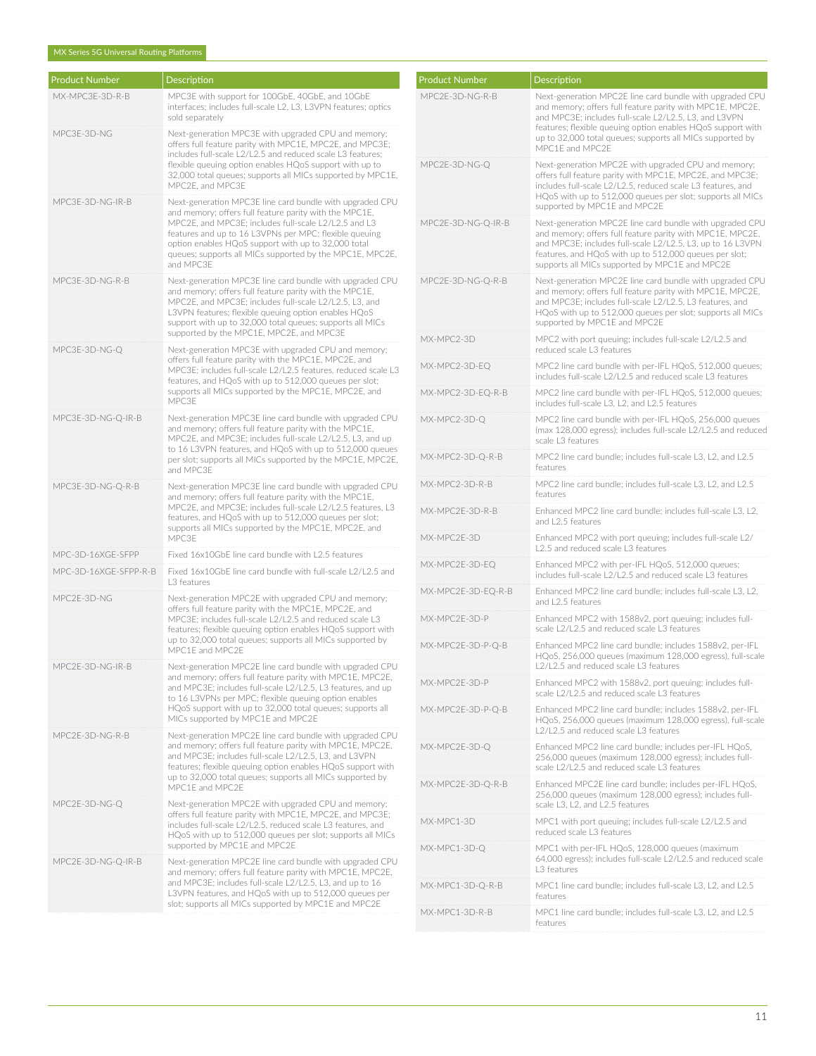| Product Number | Description |
| --- | --- |
| MX-MPC3E-3D-R-B | MPC3E with support for 100GbE, 40GbE, and 10GbE interfaces; includes full-scale L2, L3, L3VPN features; optics sold separately |
| MPC3E-3D-NG | Next-generation MPC3E with upgraded CPU and memory; offers full feature parity with MPC1E, MPC2E, and MPC3E; includes full-scale L2/L2.5 and reduced scale L3 features; flexible queuing option enables HQoS support with up to 32,000 total queues; supports all MICs supported by MPC1E, MPC2E, and MPC3E |
| MPC3E-3D-NG-IR-B | Next-generation MPC3E line card bundle with upgraded CPU and memory; offers full feature parity with the MPC1E, MPC2E, and MPC3E; includes full-scale L2/L2.5 and L3 features and up to 16 L3VPNs per MPC; flexible queuing option enables HQoS support with up to 32,000 total queues; supports all MICs supported by the MPC1E, MPC2E, and MPC3E |
| MPC3E-3D-NG-R-B | Next-generation MPC3E line card bundle with upgraded CPU and memory; offers full feature parity with the MPC1E, MPC2E, and MPC3E; includes full-scale L2/L2.5, L3, and L3VPN features; flexible queuing option enables HQoS support with up to 32,000 total queues; supports all MICs supported by the MPC1E, MPC2E, and MPC3E |
| MPC3E-3D-NG-Q | Next-generation MPC3E with upgraded CPU and memory; offers full feature parity with the MPC1E, MPC2E, and MPC3E; includes full-scale L2/L2.5 features, reduced scale L3 features, and HQoS with up to 512,000 queues per slot; supports all MICs supported by the MPC1E, MPC2E, and MPC3E |
| MPC3E-3D-NG-Q-IR-B | Next-generation MPC3E line card bundle with upgraded CPU and memory; offers full feature parity with the MPC1E, MPC2E, and MPC3E; includes full-scale L2/L2.5, L3, and up to 16 L3VPN features, and HQoS with up to 512,000 queues per slot; supports all MICs supported by the MPC1E, MPC2E, and MPC3E |
| MPC3E-3D-NG-Q-R-B | Next-generation MPC3E line card bundle with upgraded CPU and memory; offers full feature parity with the MPC1E, MPC2E, and MPC3E; includes full-scale L2/L2.5 features, L3 features, and HQoS with up to 512,000 queues per slot; supports all MICs supported by the MPC1E, MPC2E, and MPC3E |
| MPC-3D-16XGE-SFPP | Fixed 16x10GbE line card bundle with L2.5 features |
| MPC-3D-16XGE-SFPP-R-B | Fixed 16x10GbE line card bundle with full-scale L2/L2.5 and L3 features |
| MPC2E-3D-NG | Next-generation MPC2E with upgraded CPU and memory; offers full feature parity with the MPC1E, MPC2E, and MPC3E; includes full-scale L2/L2.5 and reduced scale L3 features; flexible queuing option enables HQoS support with up to 32,000 total queues; supports all MICs supported by MPC1E and MPC2E |
| MPC2E-3D-NG-IR-B | Next-generation MPC2E line card bundle with upgraded CPU and memory; offers full feature parity with MPC1E, MPC2E, and MPC3E; includes full-scale L2/L2.5, L3 features, and up to 16 L3VPNs per MPC; flexible queuing option enables HQoS support with up to 32,000 total queues; supports all MICs supported by MPC1E and MPC2E |
| MPC2E-3D-NG-R-B | Next-generation MPC2E line card bundle with upgraded CPU and memory; offers full feature parity with MPC1E, MPC2E, and MPC3E; includes full-scale L2/L2.5, L3, and L3VPN features; flexible queuing option enables HQoS support with up to 32,000 total queues; supports all MICs supported by MPC1E and MPC2E |
| MPC2E-3D-NG-Q | Next-generation MPC2E with upgraded CPU and memory; offers full feature parity with MPC1E, MPC2E, and MPC3E; includes full-scale L2/L2.5, reduced scale L3 features, and HQoS with up to 512,000 queues per slot; supports all MICs supported by MPC1E and MPC2E |
| MPC2E-3D-NG-Q-IR-B | Next-generation MPC2E line card bundle with upgraded CPU and memory; offers full feature parity with MPC1E, MPC2E, and MPC3E; includes full-scale L2/L2.5, L3, and up to 16 L3VPN features, and HQoS with up to 512,000 queues per slot; supports all MICs supported by MPC1E and MPC2E |
| MPC2E-3D-NG-R-B | Next-generation MPC2E line card bundle with upgraded CPU and memory; offers full feature parity with MPC1E, MPC2E, and MPC3E; includes full-scale L2/L2.5, L3, and L3VPN features; flexible queuing option enables HQoS support with up to 32,000 total queues; supports all MICs supported by MPC1E and MPC2E |
| MPC2E-3D-NG-Q | Next-generation MPC2E with upgraded CPU and memory; offers full feature parity with MPC1E, MPC2E, and MPC3E; includes full-scale L2/L2.5, reduced scale L3 features, and HQoS with up to 512,000 queues per slot; supports all MICs supported by MPC1E and MPC2E |
| MPC2E-3D-NG-Q-IR-B | Next-generation MPC2E line card bundle with upgraded CPU and memory; offers full feature parity with MPC1E, MPC2E, and MPC3E; includes full-scale L2/L2.5, L3, up to 16 L3VPN features, and HQoS with up to 512,000 queues per slot; supports all MICs supported by MPC1E and MPC2E |
| MPC2E-3D-NG-Q-R-B | Next-generation MPC2E line card bundle with upgraded CPU and memory; offers full feature parity with MPC1E, MPC2E, and MPC3E; includes full-scale L2/L2.5, L3 features, and HQoS with up to 512,000 queues per slot; supports all MICs supported by MPC1E and MPC2E |
| MX-MPC2-3D | MPC2 with port queuing; includes full-scale L2/L2.5 and reduced scale L3 features |
| MX-MPC2-3D-EQ | MPC2 line card bundle with per-IFL HQoS, 512,000 queues; includes full-scale L2/L2.5 and reduced scale L3 features |
| MX-MPC2-3D-EQ-R-B | MPC2 line card bundle with per-IFL HQoS, 512,000 queues; includes full-scale L3, L2, and L2.5 features |
| MX-MPC2-3D-Q | MPC2 line card bundle with per-IFL HQoS, 256,000 queues (max 128,000 egress); includes full-scale L2/L2.5 and reduced scale L3 features |
| MX-MPC2-3D-Q-R-B | MPC2 line card bundle; includes full-scale L3, L2, and L2.5 features |
| MX-MPC2-3D-R-B | MPC2 line card bundle; includes full-scale L3, L2, and L2.5 features |
| MX-MPC2E-3D-R-B | Enhanced MPC2 line card bundle; includes full-scale L3, L2, and L2.5 features |
| MX-MPC2E-3D | Enhanced MPC2 with port queuing; includes full-scale L2/L2.5 and reduced scale L3 features |
| MX-MPC2E-3D-EQ | Enhanced MPC2 with per-IFL HQoS, 512,000 queues; includes full-scale L2/L2.5 and reduced scale L3 features |
| MX-MPC2E-3D-EQ-R-B | Enhanced MPC2 line card bundle; includes full-scale L3, L2, and L2.5 features |
| MX-MPC2E-3D-P | Enhanced MPC2 with 1588v2, port queuing; includes full-scale L2/L2.5 and reduced scale L3 features |
| MX-MPC2E-3D-P-Q-B | Enhanced MPC2 line card bundle; includes 1588v2, per-IFL HQoS, 256,000 queues (maximum 128,000 egress), full-scale L2/L2.5 and reduced scale L3 features |
| MX-MPC2E-3D-P | Enhanced MPC2 with 1588v2, port queuing; includes full-scale L2/L2.5 and reduced scale L3 features |
| MX-MPC2E-3D-P-Q-B | Enhanced MPC2 line card bundle; includes 1588v2, per-IFL HQoS, 256,000 queues (maximum 128,000 egress), full-scale L2/L2.5 and reduced scale L3 features |
| MX-MPC2E-3D-Q | Enhanced MPC2 line card bundle; includes per-IFL HQoS, 256,000 queues (maximum 128,000 egress); includes full-scale L2/L2.5 and reduced scale L3 features |
| MX-MPC2E-3D-Q-R-B | Enhanced MPC2E line card bundle; includes per-IFL HQoS, 256,000 queues (maximum 128,000 egress); includes full-scale L3, L2, and L2.5 features |
| MX-MPC1-3D | MPC1 with port queuing; includes full-scale L2/L2.5 and reduced scale L3 features |
| MX-MPC1-3D-Q | MPC1 with per-IFL HQoS, 128,000 queues (maximum 64,000 egress); includes full-scale L2/L2.5 and reduced scale L3 features |
| MX-MPC1-3D-Q-R-B | MPC1 line card bundle; includes full-scale L3, L2, and L2.5 features |
| MX-MPC1-3D-R-B | MPC1 line card bundle; includes full-scale L3, L2, and L2.5 features |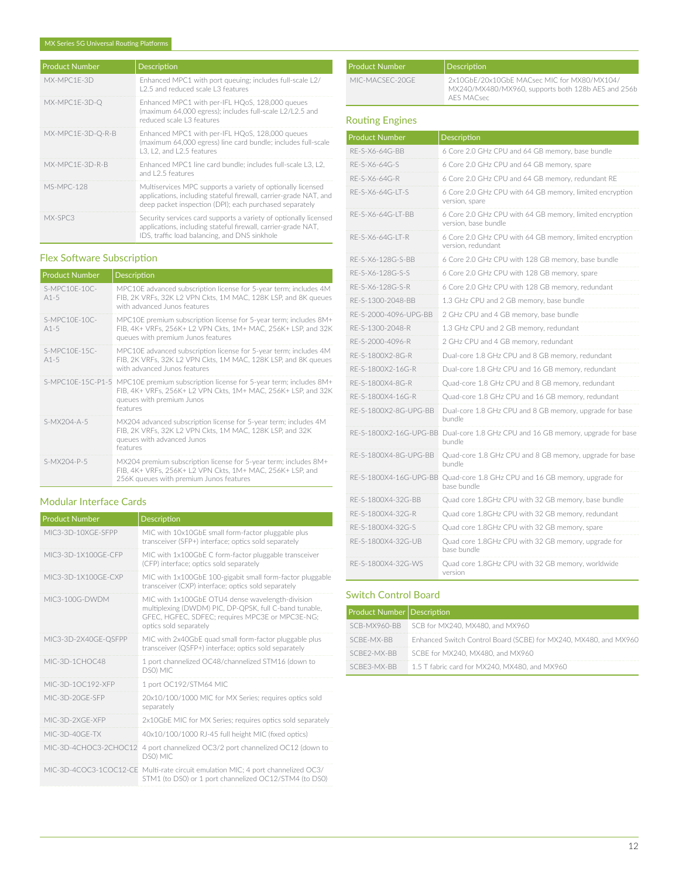| Product Number | Description |
| --- | --- |
| MX-MPC1E-3D | Enhanced MPC1 with port queuing; includes full-scale L2/L2.5 and reduced scale L3 features |
| MX-MPC1E-3D-Q | Enhanced MPC1 with per-IFL HQoS, 128,000 queues (maximum 64,000 egress); includes full-scale L2/L2.5 and reduced scale L3 features |
| MX-MPC1E-3D-Q-R-B | Enhanced MPC1 with per-IFL HQoS, 128,000 queues (maximum 64,000 egress) line card bundle; includes full-scale L3, L2, and L2.5 features |
| MX-MPC1E-3D-R-B | Enhanced MPC1 line card bundle; includes full-scale L3, L2, and L2.5 features |
| MS-MPC-128 | Multiservices MPC supports a variety of optionally licensed applications, including stateful firewall, carrier-grade NAT, and deep packet inspection (DPI); each purchased separately |
| MX-SPC3 | Security services card supports a variety of optionally licensed applications, including stateful firewall, carrier-grade NAT, IDS, traffic load balancing, and DNS sinkhole |

## Flex Software Subscription

| Product Number | Description |
| --- | --- |
| S-MPC10E-10C-A1-5 | MPC10E advanced subscription license for 5-year term; includes 4M FIB, 2K VRFs, 32K L2 VPN Ckts, 1M MAC, 128K LSP, and 8K queues with advanced Junos features |
| S-MPC10E-10C-A1-5 | MPC10E premium subscription license for 5-year term; includes 8M+ FIB, 4K+ VRFs, 256K+ L2 VPN Ckts, 1M+ MAC, 256K+ LSP, and 32K queues with premium Junos features |
| S-MPC10E-15C-A1-5 | MPC10E advanced subscription license for 5-year term; includes 4M FIB, 2K VRFs, 32K L2 VPN Ckts, 1M MAC, 128K LSP, and 8K queues with advanced Junos features |
| S-MPC10E-15C-P1-5 | MPC10E premium subscription license for 5-year term; includes 8M+ FIB, 4K+ VRFs, 256K+ L2 VPN Ckts, 1M+ MAC, 256K+ LSP, and 32K queues with premium Junos features |
| S-MX204-A-5 | MX204 advanced subscription license for 5-year term; includes 4M FIB, 2K VRFs, 32K L2 VPN Ckts, 1M MAC, 128K LSP, and 32K queues with advanced Junos features |
| S-MX204-P-5 | MX204 premium subscription license for 5-year term; includes 8M+ FIB, 4K+ VRFs, 256K+ L2 VPN Ckts, 1M+ MAC, 256K+ LSP, and 256K queues with premium Junos features |

## Modular Interface Cards

| Product Number | Description |
| --- | --- |
| MIC3-3D-10XGE-SFPP | MIC with 10x10GbE small form-factor pluggable plus transceiver (SFP+) interface; optics sold separately |
| MIC3-3D-1X100GE-CFP | MIC with 1x100GbE C form-factor pluggable transceiver (CFP) interface; optics sold separately |
| MIC3-3D-1X100GE-CXP | MIC with 1x100GbE 100-gigabit small form-factor pluggable transceiver (CXP) interface; optics sold separately |
| MIC3-100G-DWDM | MIC with 1x100GbE OTU4 dense wavelength-division multiplexing (DWDM) PIC, DP-QPSK, full C-band tunable, GFEC, HGFEC, SDFEC; requires MPC3E or MPC3E-NG; optics sold separately |
| MIC3-3D-2X40GE-QSFPP | MIC with 2x40GbE quad small form-factor pluggable plus transceiver (QSFP+) interface; optics sold separately |
| MIC-3D-1CHOC48 | 1 port channelized OC48/channelized STM16 (down to DS0) MIC |
| MIC-3D-1OC192-XFP | 1 port OC192/STM64 MIC |
| MIC-3D-20GE-SFP | 20x10/100/1000 MIC for MX Series; requires optics sold separately |
| MIC-3D-2XGE-XFP | 2x10GbE MIC for MX Series; requires optics sold separately |
| MIC-3D-40GE-TX | 40x10/100/1000 RJ-45 full height MIC (fixed optics) |
| MIC-3D-4CHOC3-2CHOC12 | 4 port channelized OC3/2 port channelized OC12 (down to DS0) MIC |
| MIC-3D-4COC3-1COC12-CE | Multi-rate circuit emulation MIC; 4 port channelized OC3/STM1 (to DS0) or 1 port channelized OC12/STM4 (to DS0) |
| MIC-MACSEC-20GE | 2x10GbE/20x10GbE MACsec MIC for MX80/MX104/MX240/MX480/MX960, supports both 128b AES and 256b AES MACsec |

## Routing Engines

| Product Number | Description |
| --- | --- |
| RE-S-X6-64G-BB | 6 Core 2.0 GHz CPU and 64 GB memory, base bundle |
| RE-S-X6-64G-S | 6 Core 2.0 GHz CPU and 64 GB memory, spare |
| RE-S-X6-64G-R | 6 Core 2.0 GHz CPU and 64 GB memory, redundant RE |
| RE-S-X6-64G-LT-S | 6 Core 2.0 GHz CPU with 64 GB memory, limited encryption version, spare |
| RE-S-X6-64G-LT-BB | 6 Core 2.0 GHz CPU with 64 GB memory, limited encryption version, base bundle |
| RE-S-X6-64G-LT-R | 6 Core 2.0 GHz CPU with 64 GB memory, limited encryption version, redundant |
| RE-S-X6-128G-S-BB | 6 Core 2.0 GHz CPU with 128 GB memory, base bundle |
| RE-S-X6-128G-S-S | 6 Core 2.0 GHz CPU with 128 GB memory, spare |
| RE-S-X6-128G-S-R | 6 Core 2.0 GHz CPU with 128 GB memory, redundant |
| RE-S-1300-2048-BB | 1.3 GHz CPU and 2 GB memory, base bundle |
| RE-S-2000-4096-UPG-BB | 2 GHz CPU and 4 GB memory, base bundle |
| RE-S-1300-2048-R | 1.3 GHz CPU and 2 GB memory, redundant |
| RE-S-2000-4096-R | 2 GHz CPU and 4 GB memory, redundant |
| RE-S-1800X2-8G-R | Dual-core 1.8 GHz CPU and 8 GB memory, redundant |
| RE-S-1800X2-16G-R | Dual-core 1.8 GHz CPU and 16 GB memory, redundant |
| RE-S-1800X4-8G-R | Quad-core 1.8 GHz CPU and 8 GB memory, redundant |
| RE-S-1800X4-16G-R | Quad-core 1.8 GHz CPU and 16 GB memory, redundant |
| RE-S-1800X2-8G-UPG-BB | Dual-core 1.8 GHz CPU and 8 GB memory, upgrade for base bundle |
| RE-S-1800X2-16G-UPG-BB | Dual-core 1.8 GHz CPU and 16 GB memory, upgrade for base bundle |
| RE-S-1800X4-8G-UPG-BB | Quad-core 1.8 GHz CPU and 8 GB memory, upgrade for base bundle |
| RE-S-1800X4-16G-UPG-BB | Quad-core 1.8 GHz CPU and 16 GB memory, upgrade for base bundle |
| RE-S-1800X4-32G-BB | Quad core 1.8GHz CPU with 32 GB memory, base bundle |
| RE-S-1800X4-32G-R | Quad core 1.8GHz CPU with 32 GB memory, redundant |
| RE-S-1800X4-32G-S | Quad core 1.8GHz CPU with 32 GB memory, spare |
| RE-S-1800X4-32G-UB | Quad core 1.8GHz CPU with 32 GB memory, upgrade for base bundle |
| RE-S-1800X4-32G-WS | Quad core 1.8GHz CPU with 32 GB memory, worldwide version |

## Switch Control Board

| Product Number | Description |
| --- | --- |
| SCB-MX960-BB | SCB for MX240, MX480, and MX960 |
| SCBE-MX-BB | Enhanced Switch Control Board (SCBE) for MX240, MX480, and MX960 |
| SCBE2-MX-BB | SCBE for MX240, MX480, and MX960 |
| SCBE3-MX-BB | 1.5 T fabric card for MX240, MX480, and MX960 |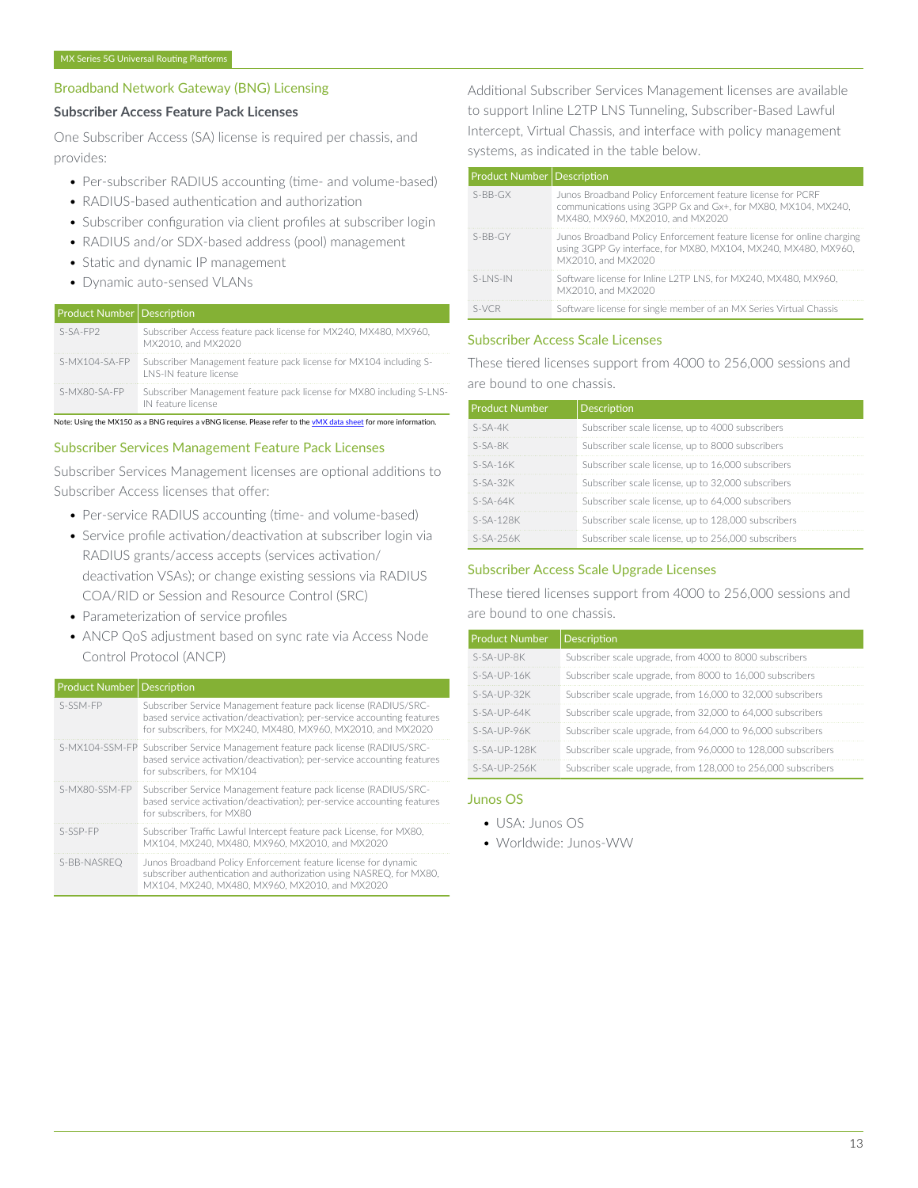## Broadband Network Gateway (BNG) Licensing

### Subscriber Access Feature Pack Licenses

One Subscriber Access (SA) license is required per chassis, and provides:

- Per-subscriber RADIUS accounting (time- and volume-based)
- RADIUS-based authentication and authorization
- Subscriber configuration via client profiles at subscriber login
- RADIUS and/or SDX-based address (pool) management
- Static and dynamic IP management
- Dynamic auto-sensed VLANs

| Product Number | Description |
|---|---|
| S-SA-FP2 | Subscriber Access feature pack license for MX240, MX480, MX960, MX2010, and MX2020 |
| S-MX104-SA-FP | Subscriber Management feature pack license for MX104 including S-LNS-IN feature license |
| S-MX80-SA-FP | Subscriber Management feature pack license for MX80 including S-LNS-IN feature license |

Note: Using the MX150 as a BNG requires a vBNG license. Please refer to the vMX data sheet for more information.

### Subscriber Services Management Feature Pack Licenses

Subscriber Services Management licenses are optional additions to Subscriber Access licenses that offer:

- Per-service RADIUS accounting (time- and volume-based)
- Service profile activation/deactivation at subscriber login via RADIUS grants/access accepts (services activation/ deactivation VSAs); or change existing sessions via RADIUS COA/RID or Session and Resource Control (SRC)
- Parameterization of service profiles
- ANCP QoS adjustment based on sync rate via Access Node Control Protocol (ANCP)

| Product Number | Description |
|---|---|
| S-SSM-FP | Subscriber Service Management feature pack license (RADIUS/SRC-based service activation/deactivation); per-service accounting features for subscribers, for MX240, MX480, MX960, MX2010, and MX2020 |
| S-MX104-SSM-FP | Subscriber Service Management feature pack license (RADIUS/SRC-based service activation/deactivation); per-service accounting features for subscribers, for MX104 |
| S-MX80-SSM-FP | Subscriber Service Management feature pack license (RADIUS/SRC-based service activation/deactivation); per-service accounting features for subscribers, for MX80 |
| S-SSP-FP | Subscriber Traffic Lawful Intercept feature pack License, for MX80, MX104, MX240, MX480, MX960, MX2010, and MX2020 |
| S-BB-NASREQ | Junos Broadband Policy Enforcement feature license for dynamic subscriber authentication and authorization using NASREQ, for MX80, MX104, MX240, MX480, MX960, MX2010, and MX2020 |

Additional Subscriber Services Management licenses are available to support Inline L2TP LNS Tunneling, Subscriber-Based Lawful Intercept, Virtual Chassis, and interface with policy management systems, as indicated in the table below.

| Product Number | Description |
|---|---|
| S-BB-GX | Junos Broadband Policy Enforcement feature license for PCRF communications using 3GPP Gx and Gx+, for MX80, MX104, MX240, MX480, MX960, MX2010, and MX2020 |
| S-BB-GY | Junos Broadband Policy Enforcement feature license for online charging using 3GPP Gy interface, for MX80, MX104, MX240, MX480, MX960, MX2010, and MX2020 |
| S-LNS-IN | Software license for Inline L2TP LNS, for MX240, MX480, MX960, MX2010, and MX2020 |
| S-VCR | Software license for single member of an MX Series Virtual Chassis |

### Subscriber Access Scale Licenses

These tiered licenses support from 4000 to 256,000 sessions and are bound to one chassis.

| Product Number | Description |
|---|---|
| S-SA-4K | Subscriber scale license, up to 4000 subscribers |
| S-SA-8K | Subscriber scale license, up to 8000 subscribers |
| S-SA-16K | Subscriber scale license, up to 16,000 subscribers |
| S-SA-32K | Subscriber scale license, up to 32,000 subscribers |
| S-SA-64K | Subscriber scale license, up to 64,000 subscribers |
| S-SA-128K | Subscriber scale license, up to 128,000 subscribers |
| S-SA-256K | Subscriber scale license, up to 256,000 subscribers |

### Subscriber Access Scale Upgrade Licenses

These tiered licenses support from 4000 to 256,000 sessions and are bound to one chassis.

| Product Number | Description |
|---|---|
| S-SA-UP-8K | Subscriber scale upgrade, from 4000 to 8000 subscribers |
| S-SA-UP-16K | Subscriber scale upgrade, from 8000 to 16,000 subscribers |
| S-SA-UP-32K | Subscriber scale upgrade, from 16,000 to 32,000 subscribers |
| S-SA-UP-64K | Subscriber scale upgrade, from 32,000 to 64,000 subscribers |
| S-SA-UP-96K | Subscriber scale upgrade, from 64,000 to 96,000 subscribers |
| S-SA-UP-128K | Subscriber scale upgrade, from 96,0000 to 128,000 subscribers |
| S-SA-UP-256K | Subscriber scale upgrade, from 128,000 to 256,000 subscribers |

### Junos OS

- USA: Junos OS
- Worldwide: Junos-WW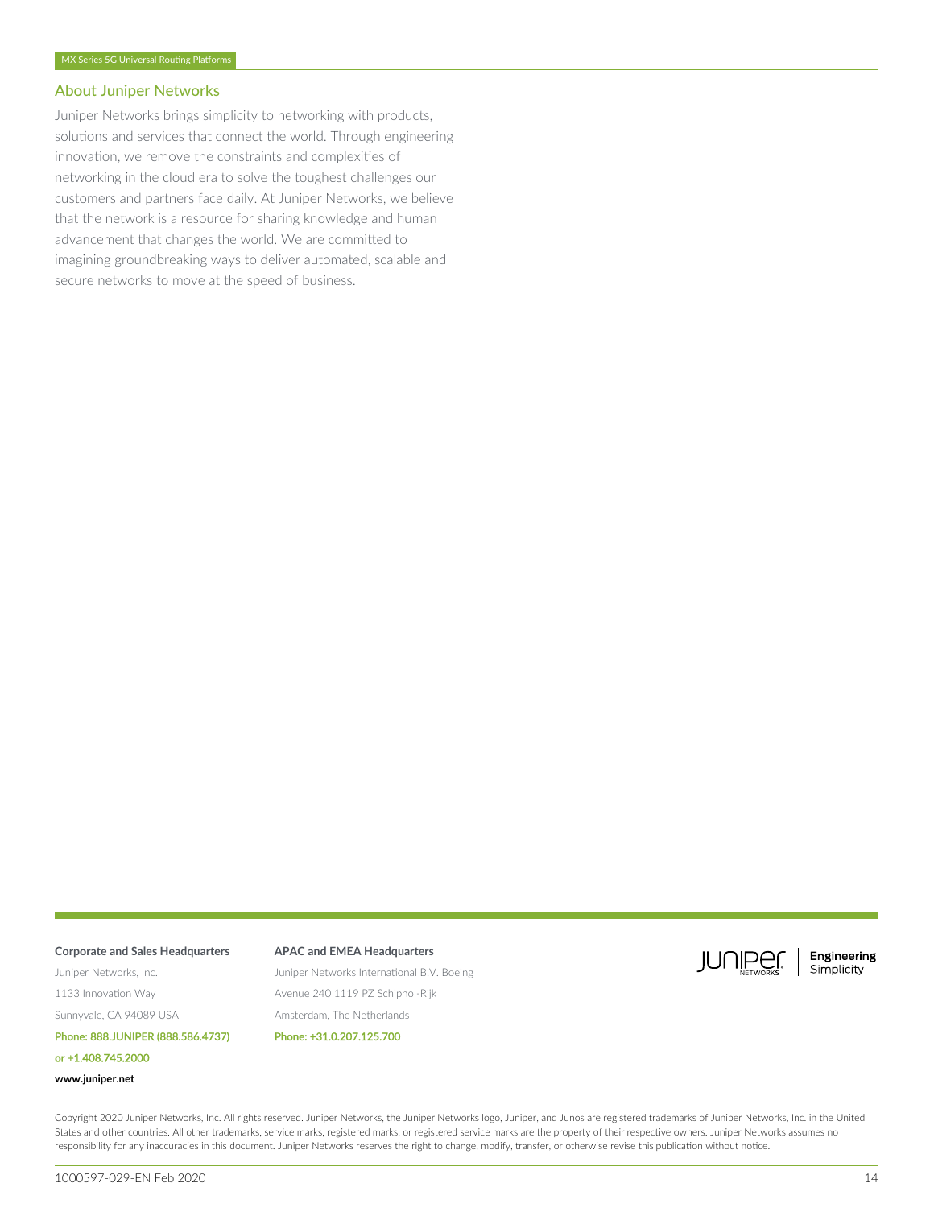## About Juniper Networks

Juniper Networks brings simplicity to networking with products, solutions and services that connect the world. Through engineering innovation, we remove the constraints and complexities of networking in the cloud era to solve the toughest challenges our customers and partners face daily. At Juniper Networks, we believe that the network is a resource for sharing knowledge and human advancement that changes the world. We are committed to imagining groundbreaking ways to deliver automated, scalable and secure networks to move at the speed of business.

**Corporate and Sales Headquarters**

Juniper Networks, Inc.

1133 Innovation Way

Sunnyvale, CA 94089 USA

Phone: 888.JUNIPER (888.586.4737)

or +1.408.745.2000

**www.juniper.net**

**APAC and EMEA Headquarters**

Juniper Networks International B.V. Boeing

Avenue 240 1119 PZ Schiphol-Rijk

Amsterdam, The Netherlands

Phone: +31.0.207.125.700

Engineering Simplicity

Copyright 2020 Juniper Networks, Inc. All rights reserved. Juniper Networks, the Juniper Networks logo, Juniper, and Junos are registered trademarks of Juniper Networks, Inc. in the United States and other countries. All other trademarks, service marks, registered marks, or registered service marks are the property of their respective owners. Juniper Networks assumes no responsibility for any inaccuracies in this document. Juniper Networks reserves the right to change, modify, transfer, or otherwise revise this publication without notice.

1000597-029-EN Feb 2020